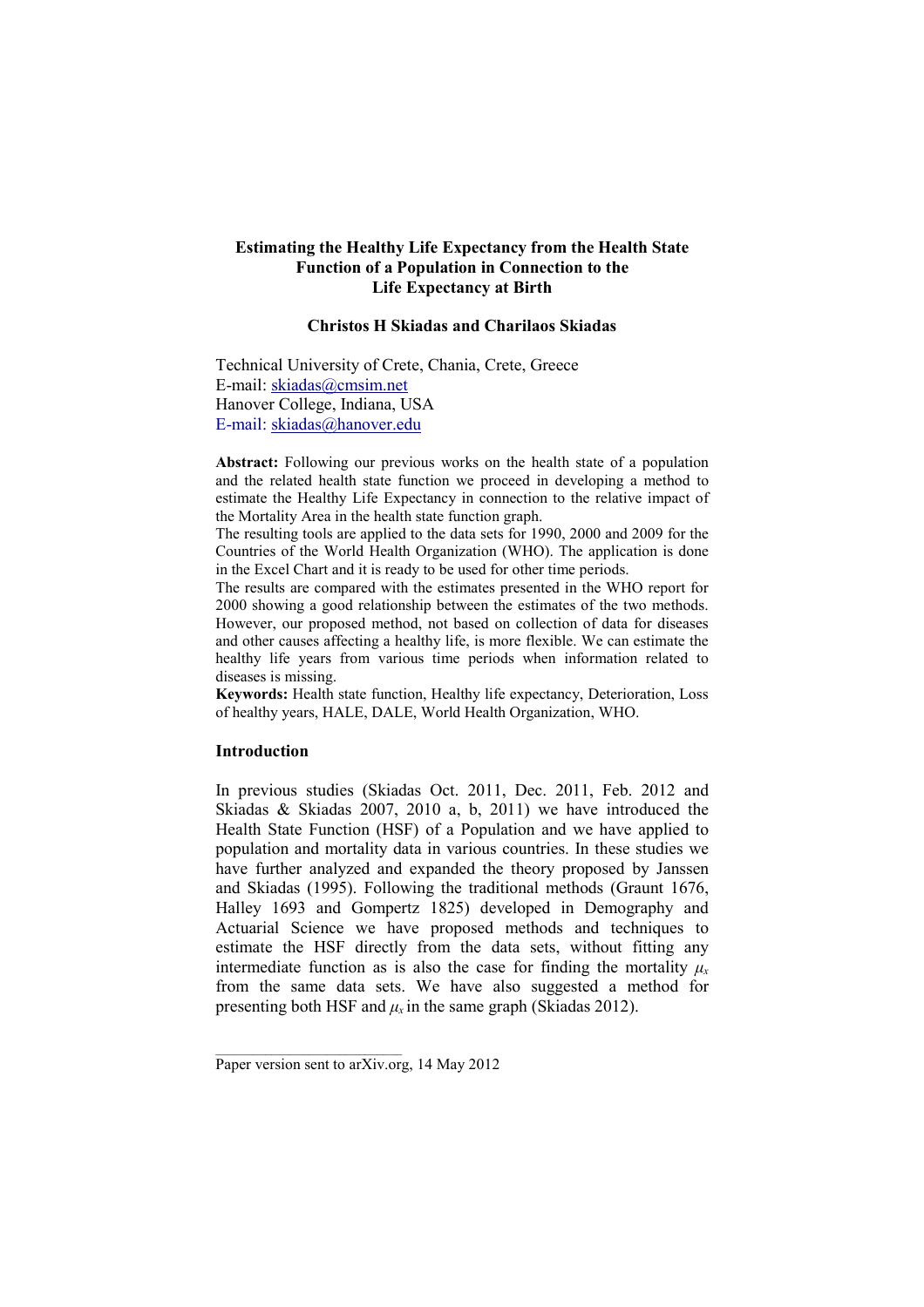# Estimating the Healthy Life Expectancy from the Health State Function of a Population in Connection to the Life Expectancy at Birth

**Christos H Skiadas and Charilaos Skiadas**

Technical University of Crete, Chania, Crete, Greece
E-mail: skiadas@cmsim.net
Hanover College, Indiana, USA
E-mail: skiadas@hanover.edu

**Abstract:** Following our previous works on the health state of a population and the related health state function we proceed in developing a method to estimate the Healthy Life Expectancy in connection to the relative impact of the Mortality Area in the health state function graph.
The resulting tools are applied to the data sets for 1990, 2000 and 2009 for the Countries of the World Health Organization (WHO). The application is done in the Excel Chart and it is ready to be used for other time periods.
The results are compared with the estimates presented in the WHO report for 2000 showing a good relationship between the estimates of the two methods. However, our proposed method, not based on collection of data for diseases and other causes affecting a healthy life, is more flexible. We can estimate the healthy life years from various time periods when information related to diseases is missing.
**Keywords:** Health state function, Healthy life expectancy, Deterioration, Loss of healthy years, HALE, DALE, World Health Organization, WHO.

## Introduction

In previous studies (Skiadas Oct. 2011, Dec. 2011, Feb. 2012 and Skiadas & Skiadas 2007, 2010 a, b, 2011) we have introduced the Health State Function (HSF) of a Population and we have applied to population and mortality data in various countries. In these studies we have further analyzed and expanded the theory proposed by Janssen and Skiadas (1995). Following the traditional methods (Graunt 1676, Halley 1693 and Gompertz 1825) developed in Demography and Actuarial Science we have proposed methods and techniques to estimate the HSF directly from the data sets, without fitting any intermediate function as is also the case for finding the mortality $\mu_x$ from the same data sets. We have also suggested a method for presenting both HSF and $\mu_x$ in the same graph (Skiadas 2012).

---

Paper version sent to arXiv.org, 14 May 2012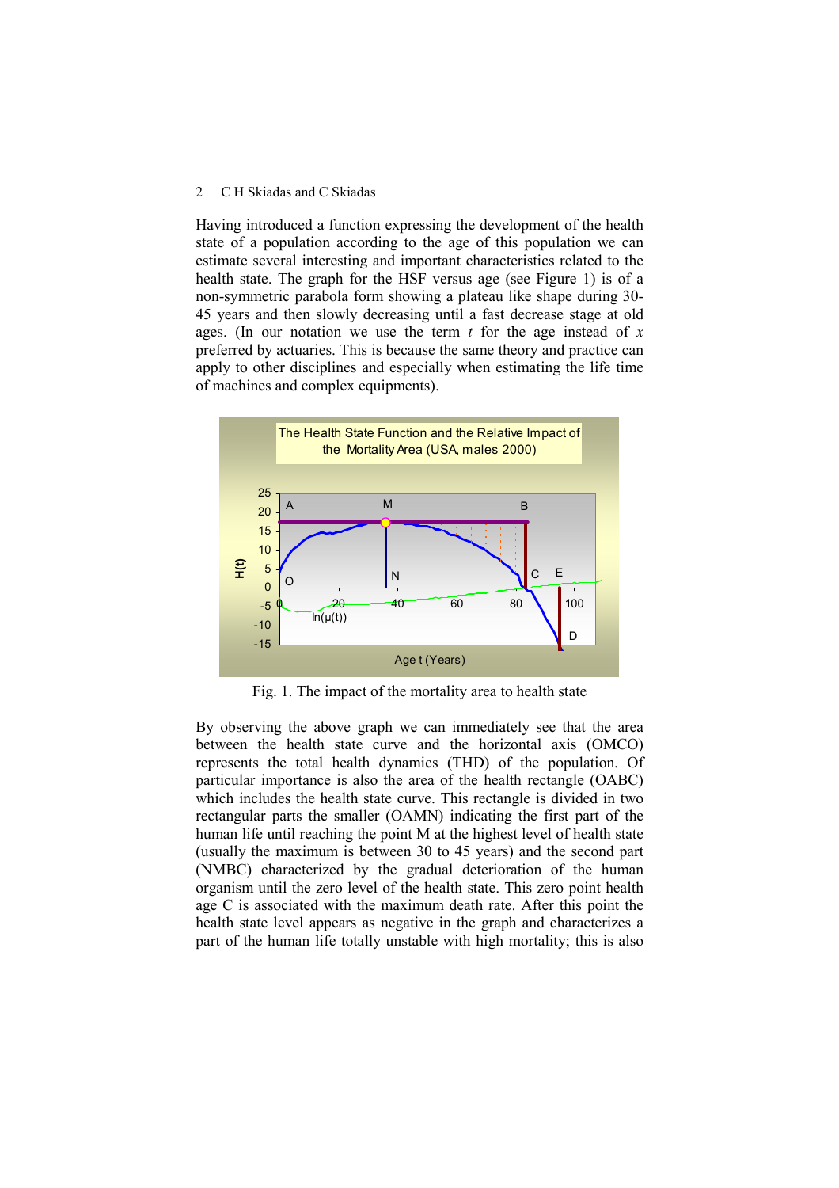Having introduced a function expressing the development of the health state of a population according to the age of this population we can estimate several interesting and important characteristics related to the health state. The graph for the HSF versus age (see Figure 1) is of a non-symmetric parabola form showing a plateau like shape during 30-45 years and then slowly decreasing until a fast decrease stage at old ages. (In our notation we use the term $t$ for the age instead of $x$ preferred by actuaries. This is because the same theory and practice can apply to other disciplines and especially when estimating the life time of machines and complex equipments).

Fig. 1. The impact of the mortality area to health state

By observing the above graph we can immediately see that the area between the health state curve and the horizontal axis (OMCO) represents the total health dynamics (THD) of the population. Of particular importance is also the area of the health rectangle (OABC) which includes the health state curve. This rectangle is divided in two rectangular parts the smaller (OAMN) indicating the first part of the human life until reaching the point M at the highest level of health state (usually the maximum is between 30 to 45 years) and the second part (NMBC) characterized by the gradual deterioration of the human organism until the zero level of the health state. This zero point health age C is associated with the maximum death rate. After this point the health state level appears as negative in the graph and characterizes a part of the human life totally unstable with high mortality; this is also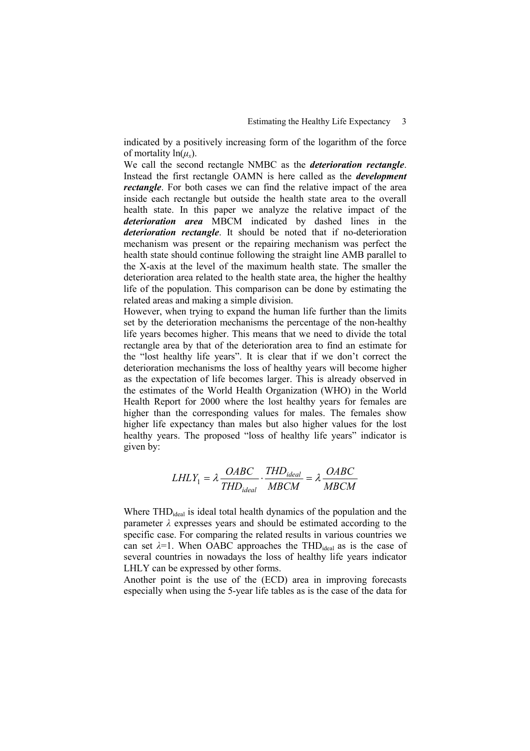indicated by a positively increasing form of the logarithm of the force of mortality $\ln(\mu_x)$.

We call the second rectangle NMBC as the ***deterioration rectangle***. Instead the first rectangle OAMN is here called as the ***development rectangle***. For both cases we can find the relative impact of the area inside each rectangle but outside the health state area to the overall health state. In this paper we analyze the relative impact of the ***deterioration area*** MBCM indicated by dashed lines in the ***deterioration rectangle***. It should be noted that if no-deterioration mechanism was present or the repairing mechanism was perfect the health state should continue following the straight line AMB parallel to the X-axis at the level of the maximum health state. The smaller the deterioration area related to the health state area, the higher the healthy life of the population. This comparison can be done by estimating the related areas and making a simple division.

However, when trying to expand the human life further than the limits set by the deterioration mechanisms the percentage of the non-healthy life years becomes higher. This means that we need to divide the total rectangle area by that of the deterioration area to find an estimate for the "lost healthy life years". It is clear that if we don't correct the deterioration mechanisms the loss of healthy years will become higher as the expectation of life becomes larger. This is already observed in the estimates of the World Health Organization (WHO) in the World Health Report for 2000 where the lost healthy years for females are higher than the corresponding values for males. The females show higher life expectancy than males but also higher values for the lost healthy years. The proposed "loss of healthy life years" indicator is given by:

$$LHLY_1 = \lambda \frac{OABC}{THD_{ideal}} \cdot \frac{THD_{ideal}}{MBCM} = \lambda \frac{OABC}{MBCM}$$

Where $THD_{ideal}$ is ideal total health dynamics of the population and the parameter $\lambda$ expresses years and should be estimated according to the specific case. For comparing the related results in various countries we can set $\lambda$=1. When OABC approaches the $THD_{ideal}$ as is the case of several countries in nowadays the loss of healthy life years indicator LHLY can be expressed by other forms.

Another point is the use of the (ECD) area in improving forecasts especially when using the 5-year life tables as is the case of the data for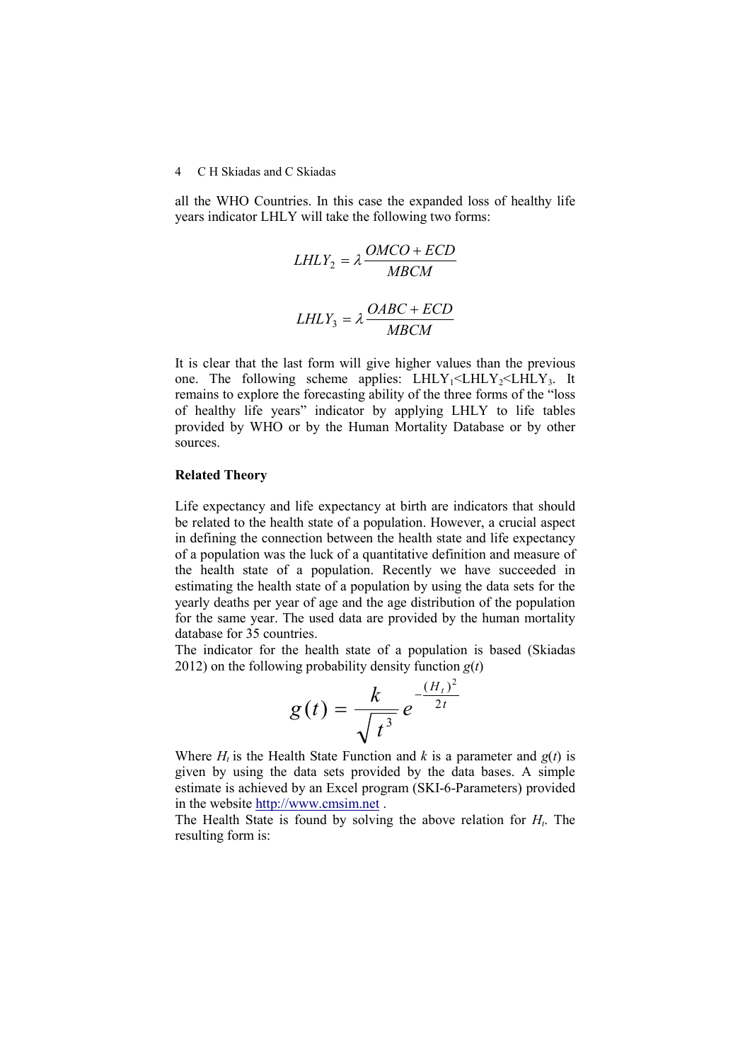all the WHO Countries. In this case the expanded loss of healthy life years indicator LHLY will take the following two forms:

$$LHLY_2 = \lambda \frac{OMCO + ECD}{MBCM}$$

$$LHLY_3 = \lambda \frac{OABC + ECD}{MBCM}$$

It is clear that the last form will give higher values than the previous one. The following scheme applies: $LHLY_1 < LHLY_2 < LHLY_3$. It remains to explore the forecasting ability of the three forms of the "loss of healthy life years" indicator by applying LHLY to life tables provided by WHO or by the Human Mortality Database or by other sources.

**Related Theory**

Life expectancy and life expectancy at birth are indicators that should be related to the health state of a population. However, a crucial aspect in defining the connection between the health state and life expectancy of a population was the luck of a quantitative definition and measure of the health state of a population. Recently we have succeeded in estimating the health state of a population by using the data sets for the yearly deaths per year of age and the age distribution of the population for the same year. The used data are provided by the human mortality database for 35 countries.

The indicator for the health state of a population is based (Skiadas 2012) on the following probability density function $g(t)$

$$g(t) = \frac{k}{\sqrt{t^3}} e^{-\frac{(H_t)^2}{2t}}$$

Where $H_t$ is the Health State Function and $k$ is a parameter and $g(t)$ is given by using the data sets provided by the data bases. A simple estimate is achieved by an Excel program (SKI-6-Parameters) provided in the website http://www.cmsim.net .

The Health State is found by solving the above relation for $H_t$. The resulting form is: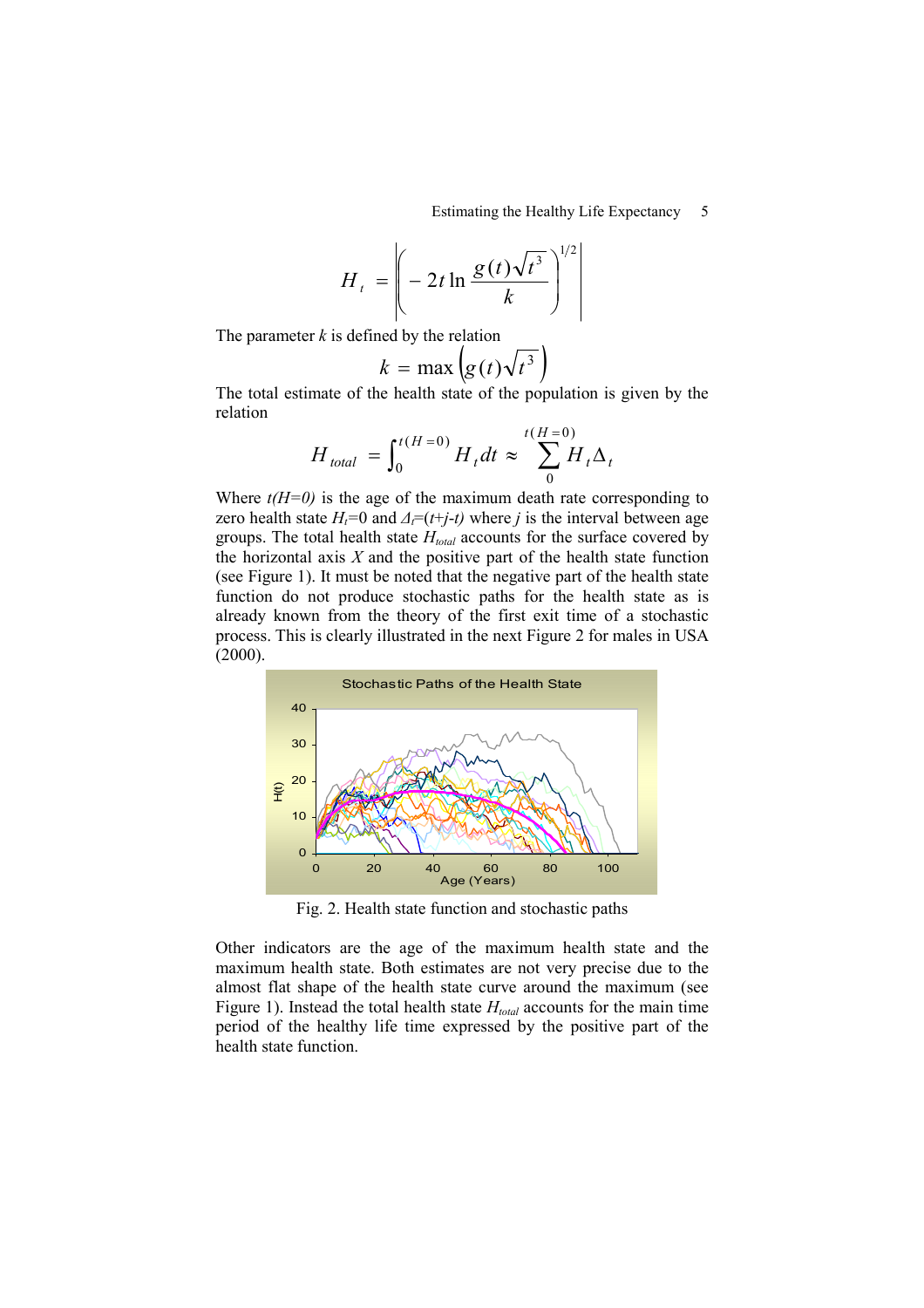$$H_t = \left| \left( -2t \ln \frac{g(t)\sqrt{t^3}}{k} \right)^{1/2} \right|$$

The parameter $k$ is defined by the relation

$$k = \max\left( g(t)\sqrt{t^3} \right)$$

The total estimate of the health state of the population is given by the relation

$$H_{total} = \int_0^{t(H=0)} H_t dt \approx \sum_0^{t(H=0)} H_t \Delta_t$$

Where $t(H=0)$ is the age of the maximum death rate corresponding to zero health state $H_t$=0 and $\Delta_t$=($t$+$j$-$t$) where $j$ is the interval between age groups. The total health state $H_{total}$ accounts for the surface covered by the horizontal axis $X$ and the positive part of the health state function (see Figure 1). It must be noted that the negative part of the health state function do not produce stochastic paths for the health state as is already known from the theory of the first exit time of a stochastic process. This is clearly illustrated in the next Figure 2 for males in USA (2000).

Fig. 2. Health state function and stochastic paths

Other indicators are the age of the maximum health state and the maximum health state. Both estimates are not very precise due to the almost flat shape of the health state curve around the maximum (see Figure 1). Instead the total health state $H_{total}$ accounts for the main time period of the healthy life time expressed by the positive part of the health state function.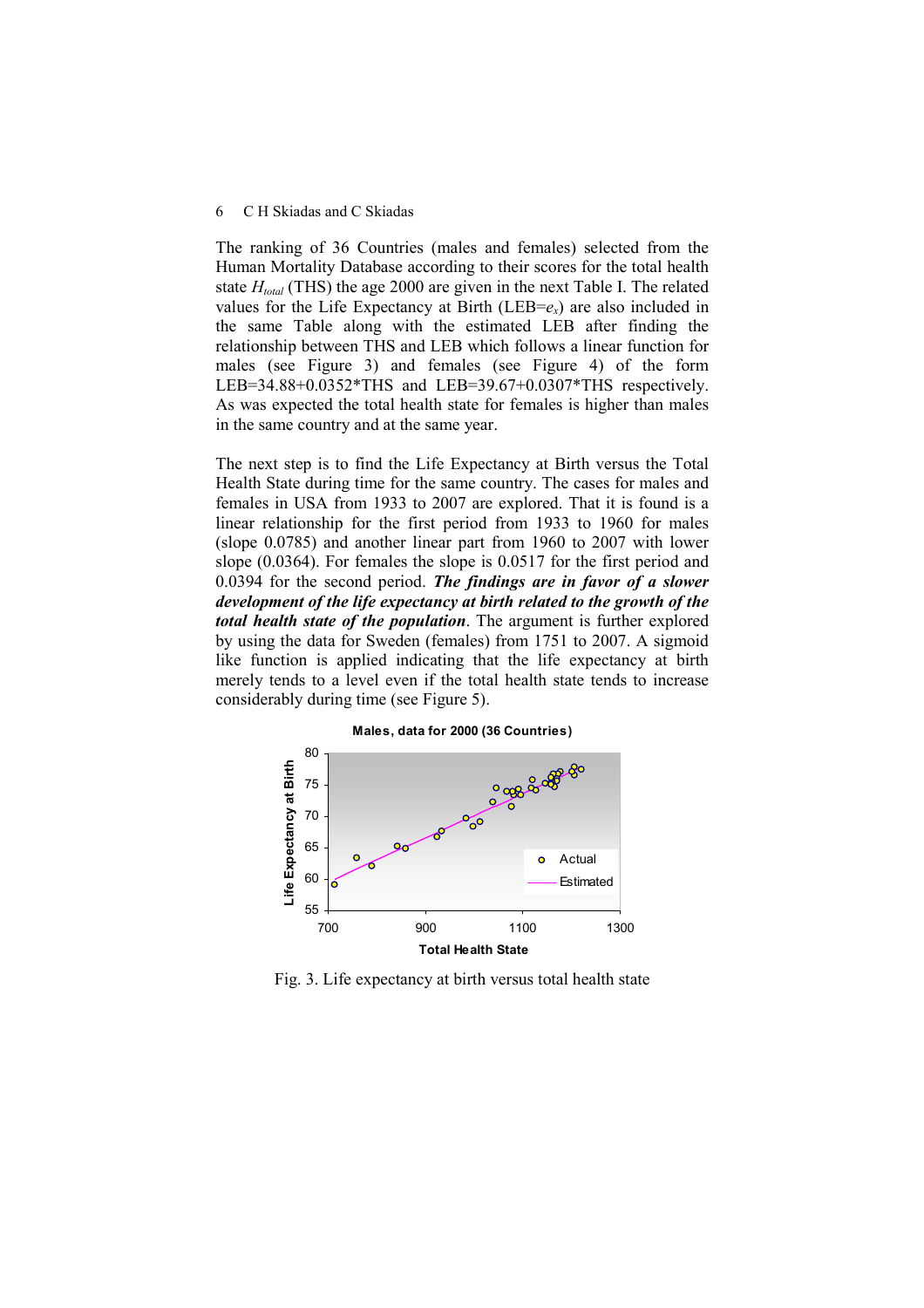The ranking of 36 Countries (males and females) selected from the Human Mortality Database according to their scores for the total health state $H_{total}$ (THS) the age 2000 are given in the next Table I. The related values for the Life Expectancy at Birth (LEB=$e_x$) are also included in the same Table along with the estimated LEB after finding the relationship between THS and LEB which follows a linear function for males (see Figure 3) and females (see Figure 4) of the form LEB=34.88+0.0352*THS and LEB=39.67+0.0307*THS respectively. As was expected the total health state for females is higher than males in the same country and at the same year.

The next step is to find the Life Expectancy at Birth versus the Total Health State during time for the same country. The cases for males and females in USA from 1933 to 2007 are explored. That it is found is a linear relationship for the first period from 1933 to 1960 for males (slope 0.0785) and another linear part from 1960 to 2007 with lower slope (0.0364). For females the slope is 0.0517 for the first period and 0.0394 for the second period. ***The findings are in favor of a slower development of the life expectancy at birth related to the growth of the total health state of the population***. The argument is further explored by using the data for Sweden (females) from 1751 to 2007. A sigmoid like function is applied indicating that the life expectancy at birth merely tends to a level even if the total health state tends to increase considerably during time (see Figure 5).

Fig. 3. Life expectancy at birth versus total health state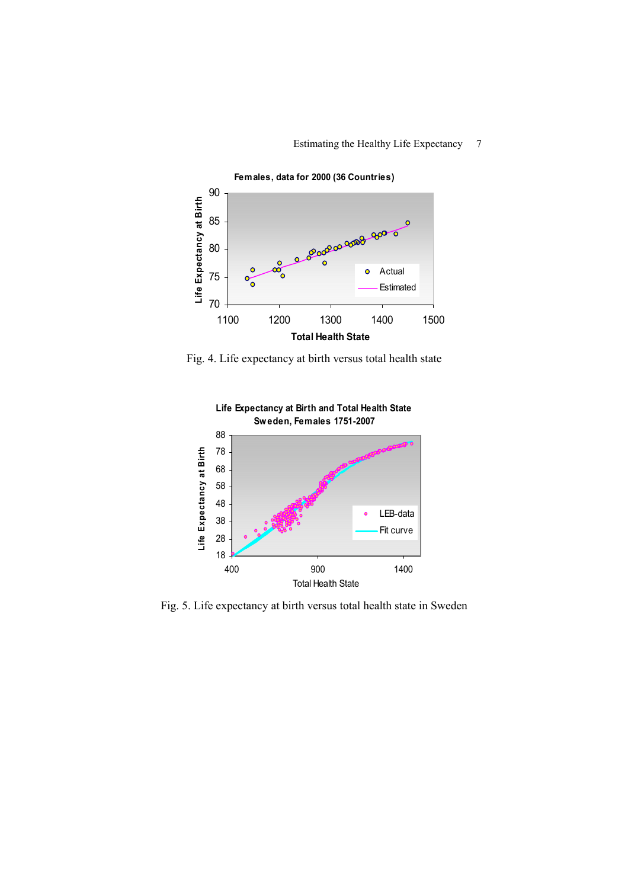Fig. 4. Life expectancy at birth versus total health state

Fig. 5. Life expectancy at birth versus total health state in Sweden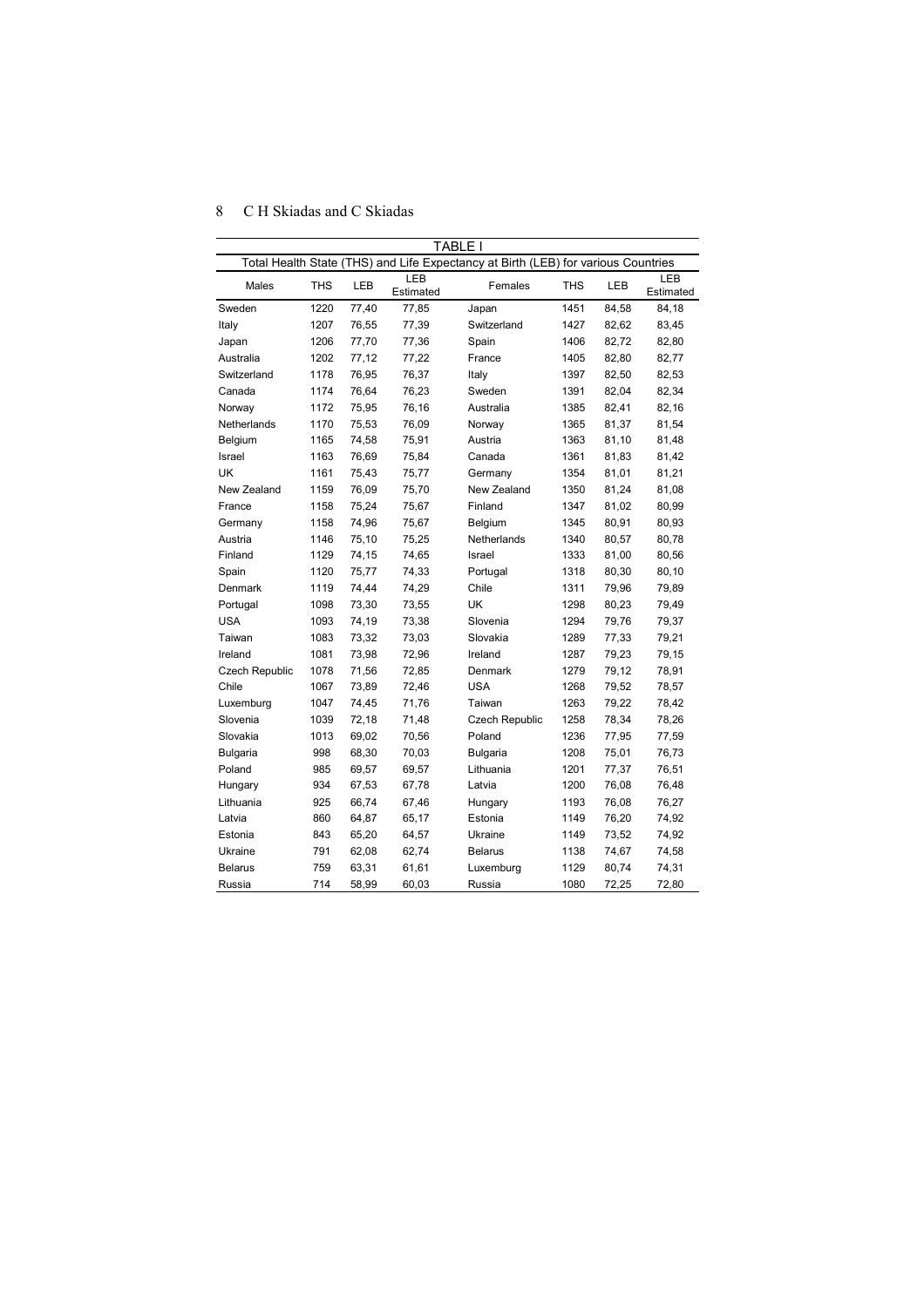**TABLE I**

Total Health State (THS) and Life Expectancy at Birth (LEB) for various Countries

| Males | THS | LEB | LEB Estimated | Females | THS | LEB | LEB Estimated |
|---|---|---|---|---|---|---|---|
| Sweden | 1220 | 77,40 | 77,85 | Japan | 1451 | 84,58 | 84,18 |
| Italy | 1207 | 76,55 | 77,39 | Switzerland | 1427 | 82,62 | 83,45 |
| Japan | 1206 | 77,70 | 77,36 | Spain | 1406 | 82,72 | 82,80 |
| Australia | 1202 | 77,12 | 77,22 | France | 1405 | 82,80 | 82,77 |
| Switzerland | 1178 | 76,95 | 76,37 | Italy | 1397 | 82,50 | 82,53 |
| Canada | 1174 | 76,64 | 76,23 | Sweden | 1391 | 82,04 | 82,34 |
| Norway | 1172 | 75,95 | 76,16 | Australia | 1385 | 82,41 | 82,16 |
| Netherlands | 1170 | 75,53 | 76,09 | Norway | 1365 | 81,37 | 81,54 |
| Belgium | 1165 | 74,58 | 75,91 | Austria | 1363 | 81,10 | 81,48 |
| Israel | 1163 | 76,69 | 75,84 | Canada | 1361 | 81,83 | 81,42 |
| UK | 1161 | 75,43 | 75,77 | Germany | 1354 | 81,01 | 81,21 |
| New Zealand | 1159 | 76,09 | 75,70 | New Zealand | 1350 | 81,24 | 81,08 |
| France | 1158 | 75,24 | 75,67 | Finland | 1347 | 81,02 | 80,99 |
| Germany | 1158 | 74,96 | 75,67 | Belgium | 1345 | 80,91 | 80,93 |
| Austria | 1146 | 75,10 | 75,25 | Netherlands | 1340 | 80,57 | 80,78 |
| Finland | 1129 | 74,15 | 74,65 | Israel | 1333 | 81,00 | 80,56 |
| Spain | 1120 | 75,77 | 74,33 | Portugal | 1318 | 80,30 | 80,10 |
| Denmark | 1119 | 74,44 | 74,29 | Chile | 1311 | 79,96 | 79,89 |
| Portugal | 1098 | 73,30 | 73,55 | UK | 1298 | 80,23 | 79,49 |
| USA | 1093 | 74,19 | 73,38 | Slovenia | 1294 | 79,76 | 79,37 |
| Taiwan | 1083 | 73,32 | 73,03 | Slovakia | 1289 | 77,33 | 79,21 |
| Ireland | 1081 | 73,98 | 72,96 | Ireland | 1287 | 79,23 | 79,15 |
| Czech Republic | 1078 | 71,56 | 72,85 | Denmark | 1279 | 79,12 | 78,91 |
| Chile | 1067 | 73,89 | 72,46 | USA | 1268 | 79,52 | 78,57 |
| Luxemburg | 1047 | 74,45 | 71,76 | Taiwan | 1263 | 79,22 | 78,42 |
| Slovenia | 1039 | 72,18 | 71,48 | Czech Republic | 1258 | 78,34 | 78,26 |
| Slovakia | 1013 | 69,02 | 70,56 | Poland | 1236 | 77,95 | 77,59 |
| Bulgaria | 998 | 68,30 | 70,03 | Bulgaria | 1208 | 75,01 | 76,73 |
| Poland | 985 | 69,57 | 69,57 | Lithuania | 1201 | 77,37 | 76,51 |
| Hungary | 934 | 67,53 | 67,78 | Latvia | 1200 | 76,08 | 76,48 |
| Lithuania | 925 | 66,74 | 67,46 | Hungary | 1193 | 76,08 | 76,27 |
| Latvia | 860 | 64,87 | 65,17 | Estonia | 1149 | 76,20 | 74,92 |
| Estonia | 843 | 65,20 | 64,57 | Ukraine | 1149 | 73,52 | 74,92 |
| Ukraine | 791 | 62,08 | 62,74 | Belarus | 1138 | 74,67 | 74,58 |
| Belarus | 759 | 63,31 | 61,61 | Luxemburg | 1129 | 80,74 | 74,31 |
| Russia | 714 | 58,99 | 60,03 | Russia | 1080 | 72,25 | 72,80 |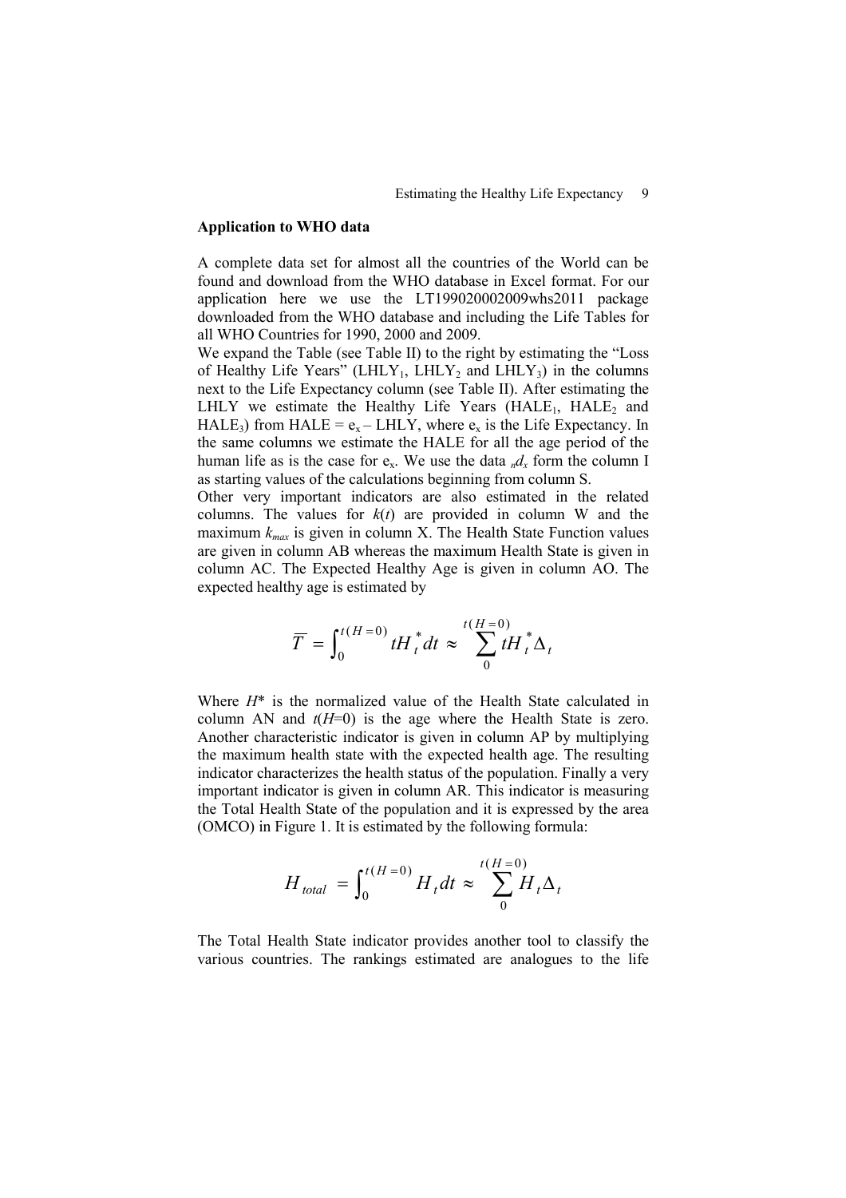**Application to WHO data**

A complete data set for almost all the countries of the World can be found and download from the WHO database in Excel format. For our application here we use the LT199020002009whs2011 package downloaded from the WHO database and including the Life Tables for all WHO Countries for 1990, 2000 and 2009.

We expand the Table (see Table II) to the right by estimating the "Loss of Healthy Life Years" ($LHLY_1$, $LHLY_2$ and $LHLY_3$) in the columns next to the Life Expectancy column (see Table II). After estimating the LHLY we estimate the Healthy Life Years ($HALE_1$, $HALE_2$ and $HALE_3$) from HALE = $e_x$ – LHLY, where $e_x$ is the Life Expectancy. In the same columns we estimate the HALE for all the age period of the human life as is the case for $e_x$. We use the data ${}_nd_x$ form the column I as starting values of the calculations beginning from column S.

Other very important indicators are also estimated in the related columns. The values for $k(t)$ are provided in column W and the maximum $k_{max}$ is given in column X. The Health State Function values are given in column AB whereas the maximum Health State is given in column AC. The Expected Healthy Age is given in column AO. The expected healthy age is estimated by

$$\overline{T} = \int_0^{t(H=0)} tH_t^* dt \approx \sum_0^{t(H=0)} tH_t^* \Delta_t$$

Where $H^*$ is the normalized value of the Health State calculated in column AN and $t(H{=}0)$ is the age where the Health State is zero. Another characteristic indicator is given in column AP by multiplying the maximum health state with the expected health age. The resulting indicator characterizes the health status of the population. Finally a very important indicator is given in column AR. This indicator is measuring the Total Health State of the population and it is expressed by the area (OMCO) in Figure 1. It is estimated by the following formula:

$$H_{total} = \int_0^{t(H=0)} H_t dt \approx \sum_0^{t(H=0)} H_t \Delta_t$$

The Total Health State indicator provides another tool to classify the various countries. The rankings estimated are analogues to the life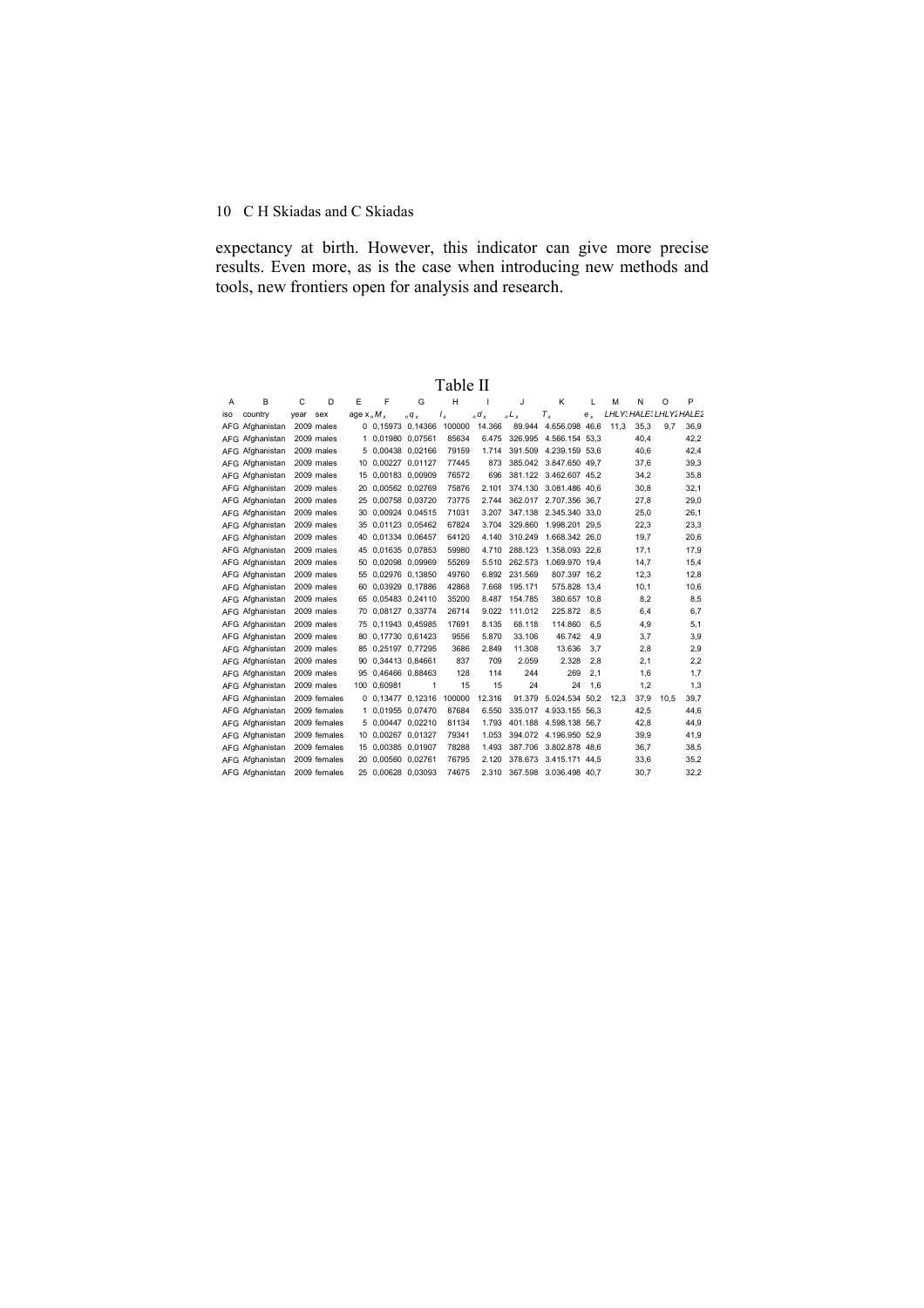expectancy at birth. However, this indicator can give more precise results. Even more, as is the case when introducing new methods and tools, new frontiers open for analysis and research.

Table II

| A | B | C | D | E | F | G | H | I | J | K | L | M | N | O | P |
|---|---|---|---|---|---|---|---|---|---|---|---|---|---|---|---|
| iso | country | year | sex | age $x$ | $_nM_x$ | $_nq_x$ | $l_x$ | $_nd_x$ | $_nL_x$ | $T_x$ | $e_x$ | LHLY1 | HALE1 | LHLY2 | HALE2 |
| AFG | Afghanistan | 2009 | males | 0 | 0,15973 | 0,14366 | 100000 | 14.366 | 89.944 | 4.656.098 | 46,6 | 11,3 | 35,3 | 9,7 | 36,9 |
| AFG | Afghanistan | 2009 | males | 1 | 0,01980 | 0,07561 | 85634 | 6.475 | 326.995 | 4.566.154 | 53,3 | | 40,4 | | 42,2 |
| AFG | Afghanistan | 2009 | males | 5 | 0,00438 | 0,02166 | 79159 | 1.714 | 391.509 | 4.239.159 | 53,6 | | 40,6 | | 42,4 |
| AFG | Afghanistan | 2009 | males | 10 | 0,00227 | 0,01127 | 77445 | 873 | 385.042 | 3.847.650 | 49,7 | | 37,6 | | 39,3 |
| AFG | Afghanistan | 2009 | males | 15 | 0,00183 | 0,00909 | 76572 | 696 | 381.122 | 3.462.607 | 45,2 | | 34,2 | | 35,8 |
| AFG | Afghanistan | 2009 | males | 20 | 0,00562 | 0,02769 | 75876 | 2.101 | 374.130 | 3.081.486 | 40,6 | | 30,8 | | 32,1 |
| AFG | Afghanistan | 2009 | males | 25 | 0,00758 | 0,03720 | 73775 | 2.744 | 362.017 | 2.707.356 | 36,7 | | 27,8 | | 29,0 |
| AFG | Afghanistan | 2009 | males | 30 | 0,00924 | 0,04515 | 71031 | 3.207 | 347.138 | 2.345.340 | 33,0 | | 25,0 | | 26,1 |
| AFG | Afghanistan | 2009 | males | 35 | 0,01123 | 0,05462 | 67824 | 3.704 | 329.860 | 1.998.201 | 29,5 | | 22,3 | | 23,3 |
| AFG | Afghanistan | 2009 | males | 40 | 0,01334 | 0,06457 | 64120 | 4.140 | 310.249 | 1.668.342 | 26,0 | | 19,7 | | 20,6 |
| AFG | Afghanistan | 2009 | males | 45 | 0,01635 | 0,07853 | 59980 | 4.710 | 288.123 | 1.358.093 | 22,6 | | 17,1 | | 17,9 |
| AFG | Afghanistan | 2009 | males | 50 | 0,02098 | 0,09969 | 55269 | 5.510 | 262.573 | 1.069.970 | 19,4 | | 14,7 | | 15,4 |
| AFG | Afghanistan | 2009 | males | 55 | 0,02976 | 0,13850 | 49760 | 6.892 | 231.569 | 807.397 | 16,2 | | 12,3 | | 12,8 |
| AFG | Afghanistan | 2009 | males | 60 | 0,03929 | 0,17886 | 42868 | 7.668 | 195.171 | 575.828 | 13,4 | | 10,1 | | 10,6 |
| AFG | Afghanistan | 2009 | males | 65 | 0,05483 | 0,24110 | 35200 | 8.487 | 154.785 | 380.657 | 10,8 | | 8,2 | | 8,5 |
| AFG | Afghanistan | 2009 | males | 70 | 0,08127 | 0,33774 | 26714 | 9.022 | 111.012 | 225.872 | 8,5 | | 6,4 | | 6,7 |
| AFG | Afghanistan | 2009 | males | 75 | 0,11943 | 0,45985 | 17691 | 8.135 | 68.118 | 114.860 | 6,5 | | 4,9 | | 5,1 |
| AFG | Afghanistan | 2009 | males | 80 | 0,17730 | 0,61423 | 9556 | 5.870 | 33.106 | 46.742 | 4,9 | | 3,7 | | 3,9 |
| AFG | Afghanistan | 2009 | males | 85 | 0,25197 | 0,77295 | 3686 | 2.849 | 11.308 | 13.636 | 3,7 | | 2,8 | | 2,9 |
| AFG | Afghanistan | 2009 | males | 90 | 0,34413 | 0,84661 | 837 | 709 | 2.059 | 2.328 | 2,8 | | 2,1 | | 2,2 |
| AFG | Afghanistan | 2009 | males | 95 | 0,46466 | 0,88463 | 128 | 114 | 244 | 269 | 2,1 | | 1,6 | | 1,7 |
| AFG | Afghanistan | 2009 | males | 100 | 0,60981 | 1 | 15 | 15 | 24 | 24 | 1,6 | | 1,2 | | 1,3 |
| AFG | Afghanistan | 2009 | females | 0 | 0,13477 | 0,12316 | 100000 | 12.316 | 91.379 | 5.024.534 | 50,2 | 12,3 | 37,9 | 10,5 | 39,7 |
| AFG | Afghanistan | 2009 | females | 1 | 0,01955 | 0,07470 | 87684 | 6.550 | 335.017 | 4.933.155 | 56,3 | | 42,5 | | 44,6 |
| AFG | Afghanistan | 2009 | females | 5 | 0,00447 | 0,02210 | 81134 | 1.793 | 401.188 | 4.598.138 | 56,7 | | 42,8 | | 44,9 |
| AFG | Afghanistan | 2009 | females | 10 | 0,00267 | 0,01327 | 79341 | 1.053 | 394.072 | 4.196.950 | 52,9 | | 39,9 | | 41,9 |
| AFG | Afghanistan | 2009 | females | 15 | 0,00385 | 0,01907 | 78288 | 1.493 | 387.706 | 3.802.878 | 48,6 | | 36,7 | | 38,5 |
| AFG | Afghanistan | 2009 | females | 20 | 0,00560 | 0,02761 | 76795 | 2.120 | 378.673 | 3.415.171 | 44,5 | | 33,6 | | 35,2 |
| AFG | Afghanistan | 2009 | females | 25 | 0,00628 | 0,03093 | 74675 | 2.310 | 367.598 | 3.036.498 | 40,7 | | 30,7 | | 32,2 |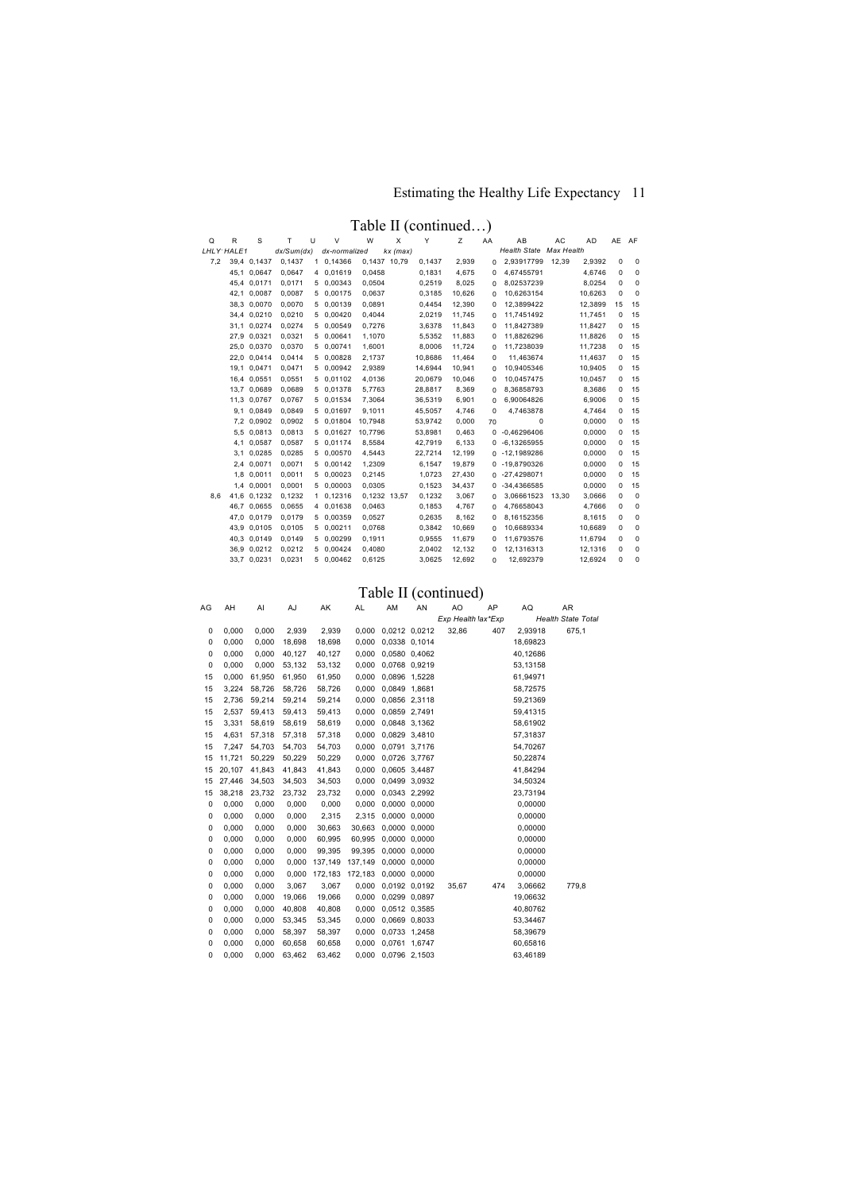## Table II (continued…)

| Q | R | S | T | U | V | W | X | Y | Z | AA | AB | AC | AD | AE | AF |
|---|---|---|---|---|---|---|---|---|---|---|---|---|---|---|---|
| LHLY | HALE1 | | dx/Sum(dx) | | dx-normalized | | kx (max) | | | | Health State | Max Health | | | |
| 7,2 | 39,4 | 0,1437 | 0,1437 | 1 | 0,14366 | 0,1437 | 10,79 | 0,1437 | 2,939 | 0 | 2,93917799 | 12,39 | 2,9392 | 0 | 0 |
| | 45,1 | 0,0647 | 0,0647 | 4 | 0,01619 | 0,0458 | | 0,1831 | 4,675 | 0 | 4,67455791 | | 4,6746 | 0 | 0 |
| | 45,4 | 0,0171 | 0,0171 | 5 | 0,00343 | 0,0504 | | 0,2519 | 8,025 | 0 | 8,02537239 | | 8,0254 | 0 | 0 |
| | 42,1 | 0,0087 | 0,0087 | 5 | 0,00175 | 0,0637 | | 0,3185 | 10,626 | 0 | 10,6263154 | | 10,6263 | 0 | 0 |
| | 38,3 | 0,0070 | 0,0070 | 5 | 0,00139 | 0,0891 | | 0,4454 | 12,390 | 0 | 12,3899422 | | 12,3899 | 15 | 15 |
| | 34,4 | 0,0210 | 0,0210 | 5 | 0,00420 | 0,4044 | | 2,0219 | 11,745 | 0 | 11,7451492 | | 11,7451 | 0 | 15 |
| | 31,1 | 0,0274 | 0,0274 | 5 | 0,00549 | 0,7276 | | 3,6378 | 11,843 | 0 | 11,8427389 | | 11,8427 | 0 | 15 |
| | 27,9 | 0,0321 | 0,0321 | 5 | 0,00641 | 1,1070 | | 5,5352 | 11,883 | 0 | 11,8826296 | | 11,8826 | 0 | 15 |
| | 25,0 | 0,0370 | 0,0370 | 5 | 0,00741 | 1,6001 | | 8,0006 | 11,724 | 0 | 11,7238039 | | 11,7238 | 0 | 15 |
| | 22,0 | 0,0414 | 0,0414 | 5 | 0,00828 | 2,1737 | | 10,8686 | 11,464 | 0 | 11,463674 | | 11,4637 | 0 | 15 |
| | 19,1 | 0,0471 | 0,0471 | 5 | 0,00942 | 2,9389 | | 14,6944 | 10,941 | 0 | 10,9405346 | | 10,9405 | 0 | 15 |
| | 16,4 | 0,0551 | 0,0551 | 5 | 0,01102 | 4,0136 | | 20,0679 | 10,046 | 0 | 10,0457475 | | 10,0457 | 0 | 15 |
| | 13,7 | 0,0689 | 0,0689 | 5 | 0,01378 | 5,7763 | | 28,8817 | 8,369 | 0 | 8,36858793 | | 8,3686 | 0 | 15 |
| | 11,3 | 0,0767 | 0,0767 | 5 | 0,01534 | 7,3064 | | 36,5319 | 6,901 | 0 | 6,90064826 | | 6,9006 | 0 | 15 |
| | 9,1 | 0,0849 | 0,0849 | 5 | 0,01697 | 9,1011 | | 45,5057 | 4,746 | 0 | 4,7463878 | | 4,7464 | 0 | 15 |
| | 7,2 | 0,0902 | 0,0902 | 5 | 0,01804 | 10,7948 | | 53,9742 | 0,000 | 70 | 0 | | 0,0000 | 0 | 15 |
| | 5,5 | 0,0813 | 0,0813 | 5 | 0,01627 | 10,7796 | | 53,8981 | 0,463 | 0 | -0,46296406 | | 0,0000 | 0 | 15 |
| | 4,1 | 0,0587 | 0,0587 | 5 | 0,01174 | 8,5584 | | 42,7919 | 6,133 | 0 | -6,13265955 | | 0,0000 | 0 | 15 |
| | 3,1 | 0,0285 | 0,0285 | 5 | 0,00570 | 4,5443 | | 22,7214 | 12,199 | 0 | -12,1989286 | | 0,0000 | 0 | 15 |
| | 2,4 | 0,0071 | 0,0071 | 5 | 0,00142 | 1,2309 | | 6,1547 | 19,879 | 0 | -19,8790326 | | 0,0000 | 0 | 15 |
| | 1,8 | 0,0011 | 0,0011 | 5 | 0,00023 | 0,2145 | | 1,0723 | 27,430 | 0 | -27,4298071 | | 0,0000 | 0 | 15 |
| | 1,4 | 0,0001 | 0,0001 | 5 | 0,00003 | 0,0305 | | 0,1523 | 34,437 | 0 | -34,4366585 | | 0,0000 | 0 | 15 |
| 8,6 | 41,6 | 0,1232 | 0,1232 | 1 | 0,12316 | 0,1232 | 13,57 | 0,1232 | 3,067 | 0 | 3,06661523 | 13,30 | 3,0666 | 0 | 0 |
| | 46,7 | 0,0655 | 0,0655 | 4 | 0,01638 | 0,0463 | | 0,1853 | 4,767 | 0 | 4,76658043 | | 4,7666 | 0 | 0 |
| | 47,0 | 0,0179 | 0,0179 | 5 | 0,00359 | 0,0527 | | 0,2635 | 8,162 | 0 | 8,16152356 | | 8,1615 | 0 | 0 |
| | 43,9 | 0,0105 | 0,0105 | 5 | 0,00211 | 0,0768 | | 0,3842 | 10,669 | 0 | 10,6689334 | | 10,6689 | 0 | 0 |
| | 40,3 | 0,0149 | 0,0149 | 5 | 0,00299 | 0,1911 | | 0,9555 | 11,679 | 0 | 11,6793576 | | 11,6794 | 0 | 0 |
| | 36,9 | 0,0212 | 0,0212 | 5 | 0,00424 | 0,4080 | | 2,0402 | 12,132 | 0 | 12,1316313 | | 12,1316 | 0 | 0 |
| | 33,7 | 0,0231 | 0,0231 | 5 | 0,00462 | 0,6125 | | 3,0625 | 12,692 | 0 | 12,692379 | | 12,6924 | 0 | 0 |

## Table II (continued)

| AG | AH | AI | AJ | AK | AL | AM | AN | AO | AP | AQ | AR |
|---|---|---|---|---|---|---|---|---|---|---|---|
| | | | | | | | | Exp Health | Max*Exp | | Health State Total |
| 0 | 0,000 | 0,000 | 2,939 | 2,939 | 0,000 | 0,0212 | 0,0212 | 32,86 | 407 | 2,93918 | 675,1 |
| 0 | 0,000 | 0,000 | 18,698 | 18,698 | 0,000 | 0,0338 | 0,1014 | | | 18,69823 | |
| 0 | 0,000 | 0,000 | 40,127 | 40,127 | 0,000 | 0,0580 | 0,4062 | | | 40,12686 | |
| 0 | 0,000 | 0,000 | 53,132 | 53,132 | 0,000 | 0,0768 | 0,9219 | | | 53,13158 | |
| 15 | 0,000 | 61,950 | 61,950 | 61,950 | 0,000 | 0,0896 | 1,5228 | | | 61,94971 | |
| 15 | 3,224 | 58,726 | 58,726 | 58,726 | 0,000 | 0,0849 | 1,8681 | | | 58,72575 | |
| 15 | 2,736 | 59,214 | 59,214 | 59,214 | 0,000 | 0,0856 | 2,3118 | | | 59,21369 | |
| 15 | 2,537 | 59,413 | 59,413 | 59,413 | 0,000 | 0,0859 | 2,7491 | | | 59,41315 | |
| 15 | 3,331 | 58,619 | 58,619 | 58,619 | 0,000 | 0,0848 | 3,1362 | | | 58,61902 | |
| 15 | 4,631 | 57,318 | 57,318 | 57,318 | 0,000 | 0,0829 | 3,4810 | | | 57,31837 | |
| 15 | 7,247 | 54,703 | 54,703 | 54,703 | 0,000 | 0,0791 | 3,7176 | | | 54,70267 | |
| 15 | 11,721 | 50,229 | 50,229 | 50,229 | 0,000 | 0,0726 | 3,7767 | | | 50,22874 | |
| 15 | 20,107 | 41,843 | 41,843 | 41,843 | 0,000 | 0,0605 | 3,4487 | | | 41,84294 | |
| 15 | 27,446 | 34,503 | 34,503 | 34,503 | 0,000 | 0,0499 | 3,0932 | | | 34,50324 | |
| 15 | 38,218 | 23,732 | 23,732 | 23,732 | 0,000 | 0,0343 | 2,2992 | | | 23,73194 | |
| 0 | 0,000 | 0,000 | 0,000 | 0,000 | 0,000 | 0,0000 | 0,0000 | | | 0,00000 | |
| 0 | 0,000 | 0,000 | 0,000 | 2,315 | 2,315 | 0,0000 | 0,0000 | | | 0,00000 | |
| 0 | 0,000 | 0,000 | 0,000 | 30,663 | 30,663 | 0,0000 | 0,0000 | | | 0,00000 | |
| 0 | 0,000 | 0,000 | 0,000 | 60,995 | 60,995 | 0,0000 | 0,0000 | | | 0,00000 | |
| 0 | 0,000 | 0,000 | 0,000 | 99,395 | 99,395 | 0,0000 | 0,0000 | | | 0,00000 | |
| 0 | 0,000 | 0,000 | 0,000 | 137,149 | 137,149 | 0,0000 | 0,0000 | | | 0,00000 | |
| 0 | 0,000 | 0,000 | 0,000 | 172,183 | 172,183 | 0,0000 | 0,0000 | | | 0,00000 | |
| 0 | 0,000 | 0,000 | 3,067 | 3,067 | 0,000 | 0,0192 | 0,0192 | 35,67 | 474 | 3,06662 | 779,8 |
| 0 | 0,000 | 0,000 | 19,066 | 19,066 | 0,000 | 0,0299 | 0,0897 | | | 19,06632 | |
| 0 | 0,000 | 0,000 | 40,808 | 40,808 | 0,000 | 0,0512 | 0,3585 | | | 40,80762 | |
| 0 | 0,000 | 0,000 | 53,345 | 53,345 | 0,000 | 0,0669 | 0,8033 | | | 53,34467 | |
| 0 | 0,000 | 0,000 | 58,397 | 58,397 | 0,000 | 0,0733 | 1,2458 | | | 58,39679 | |
| 0 | 0,000 | 0,000 | 60,658 | 60,658 | 0,000 | 0,0761 | 1,6747 | | | 60,65816 | |
| 0 | 0,000 | 0,000 | 63,462 | 63,462 | 0,000 | 0,0796 | 2,1503 | | | 63,46189 | |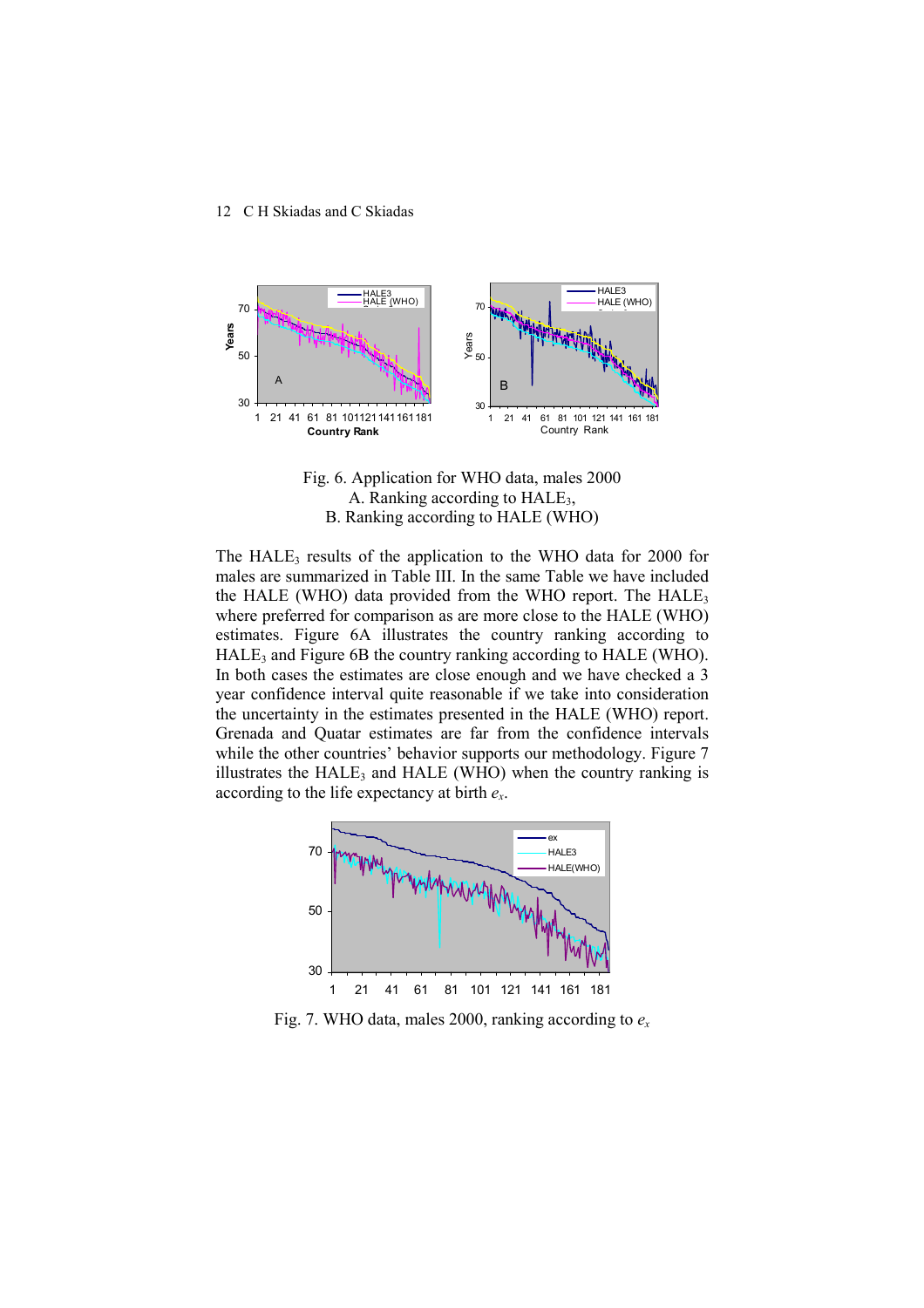Fig. 6. Application for WHO data, males 2000  
A. Ranking according to $HALE_3$,  
B. Ranking according to HALE (WHO)

The $HALE_3$ results of the application to the WHO data for 2000 for males are summarized in Table III. In the same Table we have included the HALE (WHO) data provided from the WHO report. The $HALE_3$ where preferred for comparison as are more close to the HALE (WHO) estimates. Figure 6A illustrates the country ranking according to $HALE_3$ and Figure 6B the country ranking according to HALE (WHO). In both cases the estimates are close enough and we have checked a 3 year confidence interval quite reasonable if we take into consideration the uncertainty in the estimates presented in the HALE (WHO) report. Grenada and Quatar estimates are far from the confidence intervals while the other countries' behavior supports our methodology. Figure 7 illustrates the $HALE_3$ and HALE (WHO) when the country ranking is according to the life expectancy at birth $e_x$.

Fig. 7. WHO data, males 2000, ranking according to $e_x$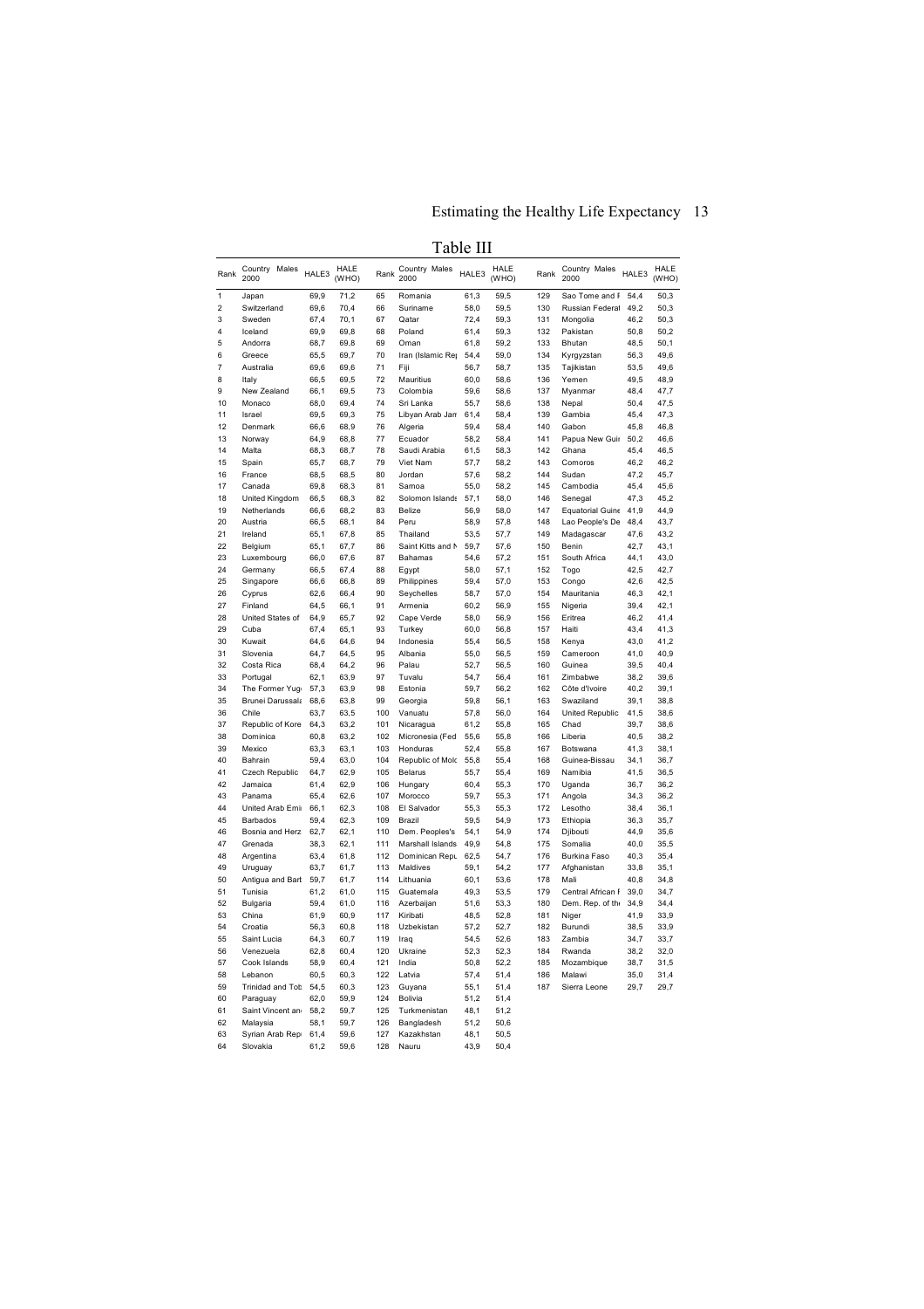Table III

| Rank | Country Males 2000 | HALE3 | HALE (WHO) | Rank | Country Males 2000 | HALE3 | HALE (WHO) | Rank | Country Males 2000 | HALE3 | HALE (WHO) |
|---|---|---|---|---|---|---|---|---|---|---|---|
| 1 | Japan | 69,9 | 71,2 | 65 | Romania | 61,3 | 59,5 | 129 | Sao Tome and P | 54,4 | 50,3 |
| 2 | Switzerland | 69,6 | 70,4 | 66 | Suriname | 58,0 | 59,5 | 130 | Russian Federal | 49,2 | 50,3 |
| 3 | Sweden | 67,4 | 70,1 | 67 | Qatar | 72,4 | 59,3 | 131 | Mongolia | 46,2 | 50,3 |
| 4 | Iceland | 69,9 | 69,8 | 68 | Poland | 61,4 | 59,3 | 132 | Pakistan | 50,8 | 50,2 |
| 5 | Andorra | 68,7 | 69,8 | 69 | Oman | 61,8 | 59,2 | 133 | Bhutan | 48,5 | 50,1 |
| 6 | Greece | 65,5 | 69,7 | 70 | Iran (Islamic Rep | 54,4 | 59,0 | 134 | Kyrgyzstan | 56,3 | 49,6 |
| 7 | Australia | 69,6 | 69,6 | 71 | Fiji | 56,7 | 58,7 | 135 | Tajikistan | 53,5 | 49,6 |
| 8 | Italy | 66,5 | 69,5 | 72 | Mauritius | 60,0 | 58,6 | 136 | Yemen | 49,5 | 48,9 |
| 9 | New Zealand | 66,1 | 69,5 | 73 | Colombia | 59,6 | 58,6 | 137 | Myanmar | 48,4 | 47,7 |
| 10 | Monaco | 68,0 | 69,4 | 74 | Sri Lanka | 55,7 | 58,6 | 138 | Nepal | 50,4 | 47,5 |
| 11 | Israel | 69,5 | 69,3 | 75 | Libyan Arab Jam | 61,4 | 58,4 | 139 | Gambia | 45,4 | 47,3 |
| 12 | Denmark | 66,6 | 68,9 | 76 | Algeria | 59,4 | 58,4 | 140 | Gabon | 45,8 | 46,8 |
| 13 | Norway | 64,9 | 68,8 | 77 | Ecuador | 58,2 | 58,4 | 141 | Papua New Guin | 50,2 | 46,6 |
| 14 | Malta | 68,3 | 68,7 | 78 | Saudi Arabia | 61,5 | 58,3 | 142 | Ghana | 45,4 | 46,5 |
| 15 | Spain | 65,7 | 68,7 | 79 | Viet Nam | 57,7 | 58,2 | 143 | Comoros | 46,2 | 46,2 |
| 16 | France | 68,5 | 68,5 | 80 | Jordan | 57,6 | 58,2 | 144 | Sudan | 47,2 | 45,7 |
| 17 | Canada | 69,8 | 68,3 | 81 | Samoa | 55,0 | 58,2 | 145 | Cambodia | 45,4 | 45,6 |
| 18 | United Kingdom | 66,5 | 68,3 | 82 | Solomon Islands | 57,1 | 58,0 | 146 | Senegal | 47,3 | 45,2 |
| 19 | Netherlands | 66,6 | 68,2 | 83 | Belize | 56,9 | 58,0 | 147 | Equatorial Guine | 41,9 | 44,9 |
| 20 | Austria | 66,5 | 68,1 | 84 | Peru | 58,9 | 57,8 | 148 | Lao People's De | 48,4 | 43,7 |
| 21 | Ireland | 65,1 | 67,8 | 85 | Thailand | 53,5 | 57,7 | 149 | Madagascar | 47,6 | 43,2 |
| 22 | Belgium | 65,1 | 67,7 | 86 | Saint Kitts and N | 59,7 | 57,6 | 150 | Benin | 42,7 | 43,1 |
| 23 | Luxembourg | 66,0 | 67,6 | 87 | Bahamas | 54,6 | 57,2 | 151 | South Africa | 44,1 | 43,0 |
| 24 | Germany | 66,5 | 67,4 | 88 | Egypt | 58,0 | 57,1 | 152 | Togo | 42,5 | 42,7 |
| 25 | Singapore | 66,6 | 66,8 | 89 | Philippines | 59,4 | 57,0 | 153 | Congo | 42,6 | 42,5 |
| 26 | Cyprus | 62,6 | 66,4 | 90 | Seychelles | 58,7 | 57,0 | 154 | Mauritania | 46,3 | 42,1 |
| 27 | Finland | 64,5 | 66,1 | 91 | Armenia | 60,2 | 56,9 | 155 | Nigeria | 39,4 | 42,1 |
| 28 | United States of | 64,9 | 65,7 | 92 | Cape Verde | 58,0 | 56,9 | 156 | Eritrea | 46,2 | 41,4 |
| 29 | Cuba | 67,4 | 65,1 | 93 | Turkey | 60,0 | 56,8 | 157 | Haiti | 43,4 | 41,3 |
| 30 | Kuwait | 64,6 | 64,6 | 94 | Indonesia | 55,4 | 56,5 | 158 | Kenya | 43,0 | 41,2 |
| 31 | Slovenia | 64,7 | 64,5 | 95 | Albania | 55,0 | 56,5 | 159 | Cameroon | 41,0 | 40,9 |
| 32 | Costa Rica | 68,4 | 64,2 | 96 | Palau | 52,7 | 56,5 | 160 | Guinea | 39,5 | 40,4 |
| 33 | Portugal | 62,1 | 63,9 | 97 | Tuvalu | 54,7 | 56,4 | 161 | Zimbabwe | 38,2 | 39,6 |
| 34 | The Former Yugo | 57,3 | 63,9 | 98 | Estonia | 59,7 | 56,2 | 162 | Côte d'Ivoire | 40,2 | 39,1 |
| 35 | Brunei Darussala | 68,6 | 63,8 | 99 | Georgia | 59,8 | 56,1 | 163 | Swaziland | 39,1 | 38,8 |
| 36 | Chile | 63,7 | 63,5 | 100 | Vanuatu | 57,8 | 56,0 | 164 | United Republic | 41,5 | 38,6 |
| 37 | Republic of Kore | 64,3 | 63,2 | 101 | Nicaragua | 61,2 | 55,8 | 165 | Chad | 39,7 | 38,6 |
| 38 | Dominica | 60,8 | 63,2 | 102 | Micronesia (Fed | 55,6 | 55,8 | 166 | Liberia | 40,5 | 38,2 |
| 39 | Mexico | 63,3 | 63,1 | 103 | Honduras | 52,4 | 55,8 | 167 | Botswana | 41,3 | 38,1 |
| 40 | Bahrain | 59,4 | 63,0 | 104 | Republic of Molc | 55,8 | 55,4 | 168 | Guinea-Bissau | 34,1 | 36,7 |
| 41 | Czech Republic | 64,7 | 62,9 | 105 | Belarus | 55,7 | 55,4 | 169 | Namibia | 41,5 | 36,5 |
| 42 | Jamaica | 61,4 | 62,9 | 106 | Hungary | 60,4 | 55,3 | 170 | Uganda | 36,7 | 36,2 |
| 43 | Panama | 65,4 | 62,6 | 107 | Morocco | 59,7 | 55,3 | 171 | Angola | 34,3 | 36,2 |
| 44 | United Arab Emi | 66,1 | 62,3 | 108 | El Salvador | 55,3 | 55,3 | 172 | Lesotho | 38,4 | 36,1 |
| 45 | Barbados | 59,4 | 62,3 | 109 | Brazil | 59,5 | 54,9 | 173 | Ethiopia | 36,3 | 35,7 |
| 46 | Bosnia and Herz | 62,7 | 62,1 | 110 | Dem. Peoples's | 54,1 | 54,9 | 174 | Djibouti | 44,9 | 35,6 |
| 47 | Grenada | 38,3 | 62,1 | 111 | Marshall Islands | 49,9 | 54,8 | 175 | Somalia | 40,0 | 35,5 |
| 48 | Argentina | 63,4 | 61,8 | 112 | Dominican Repu | 62,5 | 54,7 | 176 | Burkina Faso | 40,3 | 35,4 |
| 49 | Uruguay | 63,7 | 61,7 | 113 | Maldives | 59,1 | 54,2 | 177 | Afghanistan | 33,8 | 35,1 |
| 50 | Antigua and Bart | 59,7 | 61,7 | 114 | Lithuania | 60,1 | 53,6 | 178 | Mali | 40,8 | 34,8 |
| 51 | Tunisia | 61,2 | 61,0 | 115 | Guatemala | 49,3 | 53,5 | 179 | Central African F | 39,0 | 34,7 |
| 52 | Bulgaria | 59,4 | 61,0 | 116 | Azerbaijan | 51,6 | 53,3 | 180 | Dem. Rep. of th | 34,9 | 34,4 |
| 53 | China | 61,9 | 60,9 | 117 | Kiribati | 48,5 | 52,8 | 181 | Niger | 41,9 | 33,9 |
| 54 | Croatia | 56,3 | 60,8 | 118 | Uzbekistan | 57,2 | 52,7 | 182 | Burundi | 38,5 | 33,9 |
| 55 | Saint Lucia | 64,3 | 60,7 | 119 | Iraq | 54,5 | 52,6 | 183 | Zambia | 34,7 | 33,7 |
| 56 | Venezuela | 62,8 | 60,4 | 120 | Ukraine | 52,3 | 52,3 | 184 | Rwanda | 38,2 | 32,0 |
| 57 | Cook Islands | 58,9 | 60,4 | 121 | India | 50,8 | 52,2 | 185 | Mozambique | 38,7 | 31,5 |
| 58 | Lebanon | 60,5 | 60,3 | 122 | Latvia | 57,4 | 51,4 | 186 | Malawi | 35,0 | 31,4 |
| 59 | Trinidad and Tob | 54,5 | 60,3 | 123 | Guyana | 55,1 | 51,4 | 187 | Sierra Leone | 29,7 | 29,7 |
| 60 | Paraguay | 62,0 | 59,9 | 124 | Bolivia | 51,2 | 51,4 | | | | |
| 61 | Saint Vincent an | 58,2 | 59,7 | 125 | Turkmenistan | 48,1 | 51,2 | | | | |
| 62 | Malaysia | 58,1 | 59,7 | 126 | Bangladesh | 51,2 | 50,6 | | | | |
| 63 | Syrian Arab Rep | 61,4 | 59,6 | 127 | Kazakhstan | 48,1 | 50,5 | | | | |
| 64 | Slovakia | 61,2 | 59,6 | 128 | Nauru | 43,9 | 50,4 | | | | |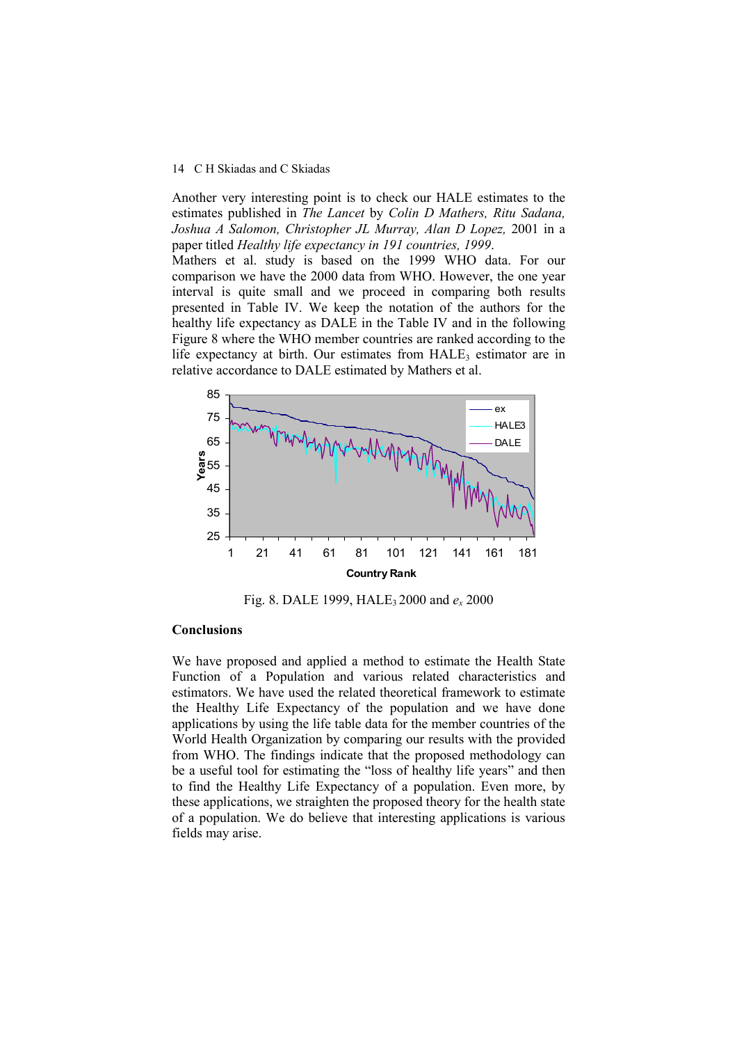Another very interesting point is to check our HALE estimates to the estimates published in *The Lancet* by *Colin D Mathers, Ritu Sadana, Joshua A Salomon, Christopher JL Murray, Alan D Lopez,* 2001 in a paper titled *Healthy life expectancy in 191 countries, 1999*.

Mathers et al. study is based on the 1999 WHO data. For our comparison we have the 2000 data from WHO. However, the one year interval is quite small and we proceed in comparing both results presented in Table IV. We keep the notation of the authors for the healthy life expectancy as DALE in the Table IV and in the following Figure 8 where the WHO member countries are ranked according to the life expectancy at birth. Our estimates from $HALE_3$ estimator are in relative accordance to DALE estimated by Mathers et al.

Fig. 8. DALE 1999, $HALE_3$ 2000 and $e_x$ 2000

## Conclusions

We have proposed and applied a method to estimate the Health State Function of a Population and various related characteristics and estimators. We have used the related theoretical framework to estimate the Healthy Life Expectancy of the population and we have done applications by using the life table data for the member countries of the World Health Organization by comparing our results with the provided from WHO. The findings indicate that the proposed methodology can be a useful tool for estimating the "loss of healthy life years" and then to find the Healthy Life Expectancy of a population. Even more, by these applications, we straighten the proposed theory for the health state of a population. We do believe that interesting applications is various fields may arise.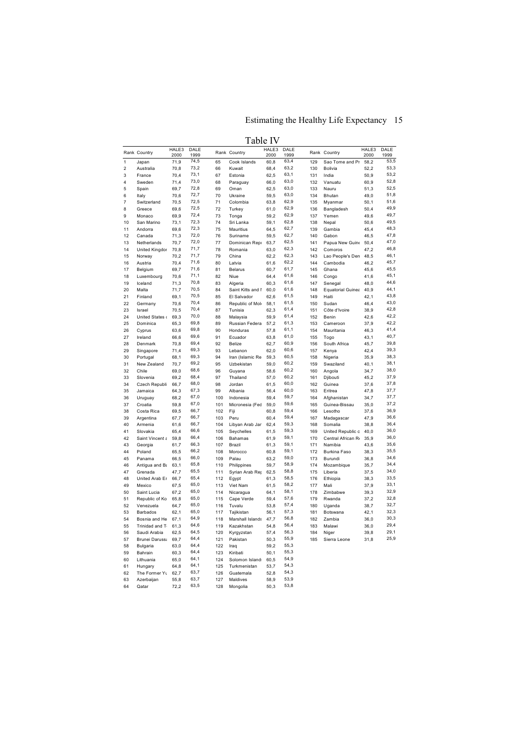Table IV

| Rank | Country | HALE3 2000 | DALE 1999 | Rank | Country | HALE3 2000 | DALE 1999 | Rank | Country | HALE3 2000 | DALE 1999 |
|---|---|---|---|---|---|---|---|---|---|---|---|
| 1 | Japan | 71,9 | 74,5 | 65 | Cook Islands | 60,8 | 63,4 | 129 | Sao Tome and Pr | 58,2 | 53,5 |
| 2 | Australia | 70,8 | 73,2 | 66 | Kuwait | 68,4 | 63,2 | 130 | Bolivia | 52,2 | 53,3 |
| 3 | France | 70,4 | 73,1 | 67 | Estonia | 62,5 | 63,1 | 131 | India | 50,9 | 53,2 |
| 4 | Sweden | 71,4 | 73,0 | 68 | Paraguay | 66,0 | 63,0 | 132 | Vanuatu | 60,9 | 52,8 |
| 5 | Spain | 69,7 | 72,8 | 69 | Oman | 62,5 | 63,0 | 133 | Nauru | 51,3 | 52,5 |
| 6 | Italy | 70,6 | 72,7 | 70 | Ukraine | 59,5 | 63,0 | 134 | Bhutan | 49,0 | 51,8 |
| 7 | Switzerland | 70,5 | 72,5 | 71 | Colombia | 63,8 | 62,9 | 135 | Myanmar | 50,1 | 51,6 |
| 8 | Greece | 69,6 | 72,5 | 72 | Turkey | 61,0 | 62,9 | 136 | Bangladesh | 50,4 | 49,9 |
| 9 | Monaco | 69,9 | 72,4 | 73 | Tonga | 59,2 | 62,9 | 137 | Yemen | 49,6 | 49,7 |
| 10 | San Marino | 73,1 | 72,3 | 74 | Sri Lanka | 59,1 | 62,8 | 138 | Nepal | 50,6 | 49,5 |
| 11 | Andorra | 69,6 | 72,3 | 75 | Mauritius | 64,5 | 62,7 | 139 | Gambia | 45,4 | 48,3 |
| 12 | Canada | 71,3 | 72,0 | 76 | Suriname | 59,5 | 62,7 | 140 | Gabon | 46,5 | 47,8 |
| 13 | Netherlands | 70,7 | 72,0 | 77 | Dominican Repu | 63,7 | 62,5 | 141 | Papua New Guine | 50,4 | 47,0 |
| 14 | United Kingdor | 70,8 | 71,7 | 78 | Romania | 63,0 | 62,3 | 142 | Comoros | 47,2 | 46,8 |
| 15 | Norway | 70,2 | 71,7 | 79 | China | 62,2 | 62,3 | 143 | Lao People's Den | 48,5 | 46,1 |
| 16 | Austria | 70,4 | 71,6 | 80 | Latvia | 61,6 | 62,2 | 144 | Cambodia | 46,2 | 45,7 |
| 17 | Belgium | 69,7 | 71,6 | 81 | Belarus | 60,7 | 61,7 | 145 | Ghana | 45,6 | 45,5 |
| 18 | Luxembourg | 70,6 | 71,1 | 82 | Niue | 64,4 | 61,6 | 146 | Congo | 41,6 | 45,1 |
| 19 | Iceland | 71,3 | 70,8 | 83 | Algeria | 60,3 | 61,6 | 147 | Senegal | 48,0 | 44,6 |
| 20 | Malta | 71,7 | 70,5 | 84 | Saint Kitts and I | 60,0 | 61,6 | 148 | Equatorial Guinea | 40,9 | 44,1 |
| 21 | Finland | 69,1 | 70,5 | 85 | El Salvador | 62,6 | 61,5 | 149 | Haiti | 42,1 | 43,8 |
| 22 | Germany | 70,6 | 70,4 | 86 | Republic of Mol | 58,1 | 61,5 | 150 | Sudan | 46,4 | 43,0 |
| 23 | Israel | 70,5 | 70,4 | 87 | Tunisia | 62,3 | 61,4 | 151 | Côte d'Ivoire | 38,9 | 42,8 |
| 24 | United States o | 69,3 | 70,0 | 88 | Malaysia | 59,9 | 61,4 | 152 | Benin | 42,6 | 42,2 |
| 25 | Dominica | 65,3 | 69,8 | 89 | Russian Federa | 57,2 | 61,3 | 153 | Cameroon | 37,9 | 42,2 |
| 26 | Cyprus | 63,6 | 69,8 | 90 | Honduras | 57,8 | 61,1 | 154 | Mauritania | 46,3 | 41,4 |
| 27 | Ireland | 66,6 | 69,6 | 91 | Ecuador | 63,8 | 61,0 | 155 | Togo | 43,1 | 40,7 |
| 28 | Denmark | 70,8 | 69,4 | 92 | Belize | 62,7 | 60,9 | 156 | South Africa | 45,7 | 39,8 |
| 29 | Singapore | 71,4 | 69,3 | 93 | Lebanon | 62,0 | 60,6 | 157 | Kenya | 42,4 | 39,3 |
| 30 | Portugal | 68,1 | 69,3 | 94 | Iran (Islamic Re | 59,3 | 60,5 | 158 | Nigeria | 35,9 | 38,3 |
| 31 | New Zealand | 70,7 | 69,2 | 95 | Uzbekistan | 59,0 | 60,2 | 159 | Swaziland | 40,1 | 38,1 |
| 32 | Chile | 69,0 | 68,6 | 96 | Guyana | 58,6 | 60,2 | 160 | Angola | 34,7 | 38,0 |
| 33 | Slovenia | 69,2 | 68,4 | 97 | Thailand | 57,0 | 60,2 | 161 | Djibouti | 45,2 | 37,9 |
| 34 | Czech Republi | 66,7 | 68,0 | 98 | Jordan | 61,5 | 60,0 | 162 | Guinea | 37,6 | 37,8 |
| 35 | Jamaica | 64,3 | 67,3 | 99 | Albania | 56,4 | 60,0 | 163 | Eritrea | 47,8 | 37,7 |
| 36 | Uruguay | 68,2 | 67,0 | 100 | Indonesia | 59,4 | 59,7 | 164 | Afghanistan | 34,7 | 37,7 |
| 37 | Croatia | 59,8 | 67,0 | 101 | Micronesia (Fed | 59,0 | 59,6 | 165 | Guinea-Bissau | 35,0 | 37,2 |
| 38 | Costa Rica | 69,5 | 66,7 | 102 | Fiji | 60,8 | 59,4 | 166 | Lesotho | 37,6 | 36,9 |
| 39 | Argentina | 67,7 | 66,7 | 103 | Peru | 60,4 | 59,4 | 167 | Madagascar | 47,9 | 36,6 |
| 40 | Armenia | 61,6 | 66,7 | 104 | Libyan Arab Jar | 62,4 | 59,3 | 168 | Somalia | 38,8 | 36,4 |
| 41 | Slovakia | 65,4 | 66,6 | 105 | Seychelles | 61,5 | 59,3 | 169 | United Republic o | 40,0 | 36,0 |
| 42 | Saint Vincent a | 59,8 | 66,4 | 106 | Bahamas | 61,9 | 59,1 | 170 | Central African Re | 35,9 | 36,0 |
| 43 | Georgia | 61,7 | 66,3 | 107 | Brazil | 61,3 | 59,1 | 171 | Namibia | 43,6 | 35,6 |
| 44 | Poland | 65,5 | 66,2 | 108 | Morocco | 60,8 | 59,1 | 172 | Burkina Faso | 38,3 | 35,5 |
| 45 | Panama | 66,5 | 66,0 | 109 | Palau | 63,2 | 59,0 | 173 | Burundi | 36,8 | 34,6 |
| 46 | Antigua and Ba | 63,1 | 65,8 | 110 | Philippines | 59,7 | 58,9 | 174 | Mozambique | 35,7 | 34,4 |
| 47 | Grenada | 47,7 | 65,5 | 111 | Syrian Arab Rep | 62,5 | 58,8 | 175 | Liberia | 37,5 | 34,0 |
| 48 | United Arab Er | 66,7 | 65,4 | 112 | Egypt | 61,3 | 58,5 | 176 | Ethiopia | 38,3 | 33,5 |
| 49 | Mexico | 67,5 | 65,0 | 113 | Viet Nam | 61,5 | 58,2 | 177 | Mali | 37,9 | 33,1 |
| 50 | Saint Lucia | 67,2 | 65,0 | 114 | Nicaragua | 64,1 | 58,1 | 178 | Zimbabwe | 39,3 | 32,9 |
| 51 | Republic of Ko | 65,8 | 65,0 | 115 | Cape Verde | 59,4 | 57,6 | 179 | Rwanda | 37,2 | 32,8 |
| 52 | Venezuela | 64,7 | 65,0 | 116 | Tuvalu | 53,8 | 57,4 | 180 | Uganda | 38,7 | 32,7 |
| 53 | Barbados | 62,1 | 65,0 | 117 | Tajikistan | 56,1 | 57,3 | 181 | Botswana | 42,1 | 32,3 |
| 54 | Bosnia and He | 67,1 | 64,9 | 118 | Marshall Islands | 47,7 | 56,8 | 182 | Zambia | 36,0 | 30,3 |
| 55 | Trinidad and T | 61,3 | 64,6 | 119 | Kazakhstan | 54,8 | 56,4 | 183 | Malawi | 36,0 | 29,4 |
| 56 | Saudi Arabia | 62,5 | 64,5 | 120 | Kyrgyzstan | 57,4 | 56,3 | 184 | Niger | 39,8 | 29,1 |
| 57 | Brunei Darussa | 69,7 | 64,4 | 121 | Pakistan | 50,3 | 55,9 | 185 | Sierra Leone | 31,8 | 25,9 |
| 58 | Bulgaria | 63,0 | 64,4 | 122 | Iraq | 59,2 | 55,3 | | | | |
| 59 | Bahrain | 60,3 | 64,4 | 123 | Kiribati | 50,1 | 55,3 | | | | |
| 60 | Lithuania | 65,0 | 64,1 | 124 | Solomon Islands | 60,5 | 54,9 | | | | |
| 61 | Hungary | 64,8 | 64,1 | 125 | Turkmenistan | 53,7 | 54,3 | | | | |
| 62 | The Former Yu | 62,7 | 63,7 | 126 | Guatemala | 52,8 | 54,3 | | | | |
| 63 | Azerbaijan | 55,8 | 63,7 | 127 | Maldives | 58,9 | 53,9 | | | | |
| 64 | Qatar | 72,2 | 63,5 | 128 | Mongolia | 50,3 | 53,8 | | | | |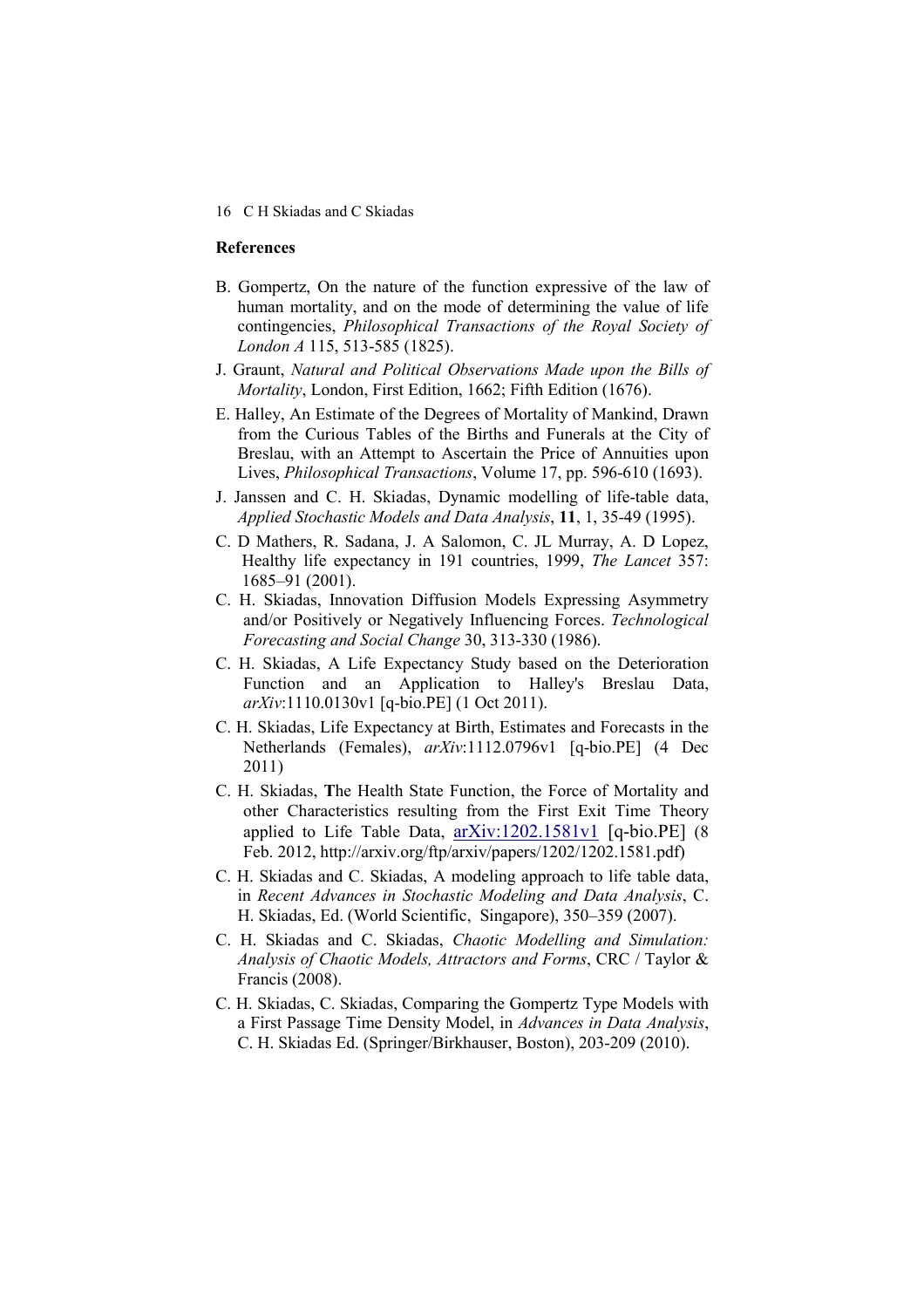## References

B. Gompertz, On the nature of the function expressive of the law of human mortality, and on the mode of determining the value of life contingencies, *Philosophical Transactions of the Royal Society of London A* 115, 513-585 (1825).

J. Graunt, *Natural and Political Observations Made upon the Bills of Mortality*, London, First Edition, 1662; Fifth Edition (1676).

E. Halley, An Estimate of the Degrees of Mortality of Mankind, Drawn from the Curious Tables of the Births and Funerals at the City of Breslau, with an Attempt to Ascertain the Price of Annuities upon Lives, *Philosophical Transactions*, Volume 17, pp. 596-610 (1693).

J. Janssen and C. H. Skiadas, Dynamic modelling of life-table data, *Applied Stochastic Models and Data Analysis*, **11**, 1, 35-49 (1995).

C. D Mathers, R. Sadana, J. A Salomon, C. JL Murray, A. D Lopez, Healthy life expectancy in 191 countries, 1999, *The Lancet* 357: 1685–91 (2001).

C. H. Skiadas, Innovation Diffusion Models Expressing Asymmetry and/or Positively or Negatively Influencing Forces. *Technological Forecasting and Social Change* 30, 313-330 (1986).

C. H. Skiadas, A Life Expectancy Study based on the Deterioration Function and an Application to Halley's Breslau Data, *arXiv*:1110.0130v1 [q-bio.PE] (1 Oct 2011).

C. H. Skiadas, Life Expectancy at Birth, Estimates and Forecasts in the Netherlands (Females), *arXiv*:1112.0796v1 [q-bio.PE] (4 Dec 2011)

C. H. Skiadas, **T**he Health State Function, the Force of Mortality and other Characteristics resulting from the First Exit Time Theory applied to Life Table Data, arXiv:1202.1581v1 [q-bio.PE] (8 Feb. 2012, http://arxiv.org/ftp/arxiv/papers/1202/1202.1581.pdf)

C. H. Skiadas and C. Skiadas, A modeling approach to life table data, in *Recent Advances in Stochastic Modeling and Data Analysis*, C. H. Skiadas, Ed. (World Scientific, Singapore), 350–359 (2007).

C. H. Skiadas and C. Skiadas, *Chaotic Modelling and Simulation: Analysis of Chaotic Models, Attractors and Forms*, CRC / Taylor & Francis (2008).

C. H. Skiadas, C. Skiadas, Comparing the Gompertz Type Models with a First Passage Time Density Model, in *Advances in Data Analysis*, C. H. Skiadas Ed. (Springer/Birkhauser, Boston), 203-209 (2010).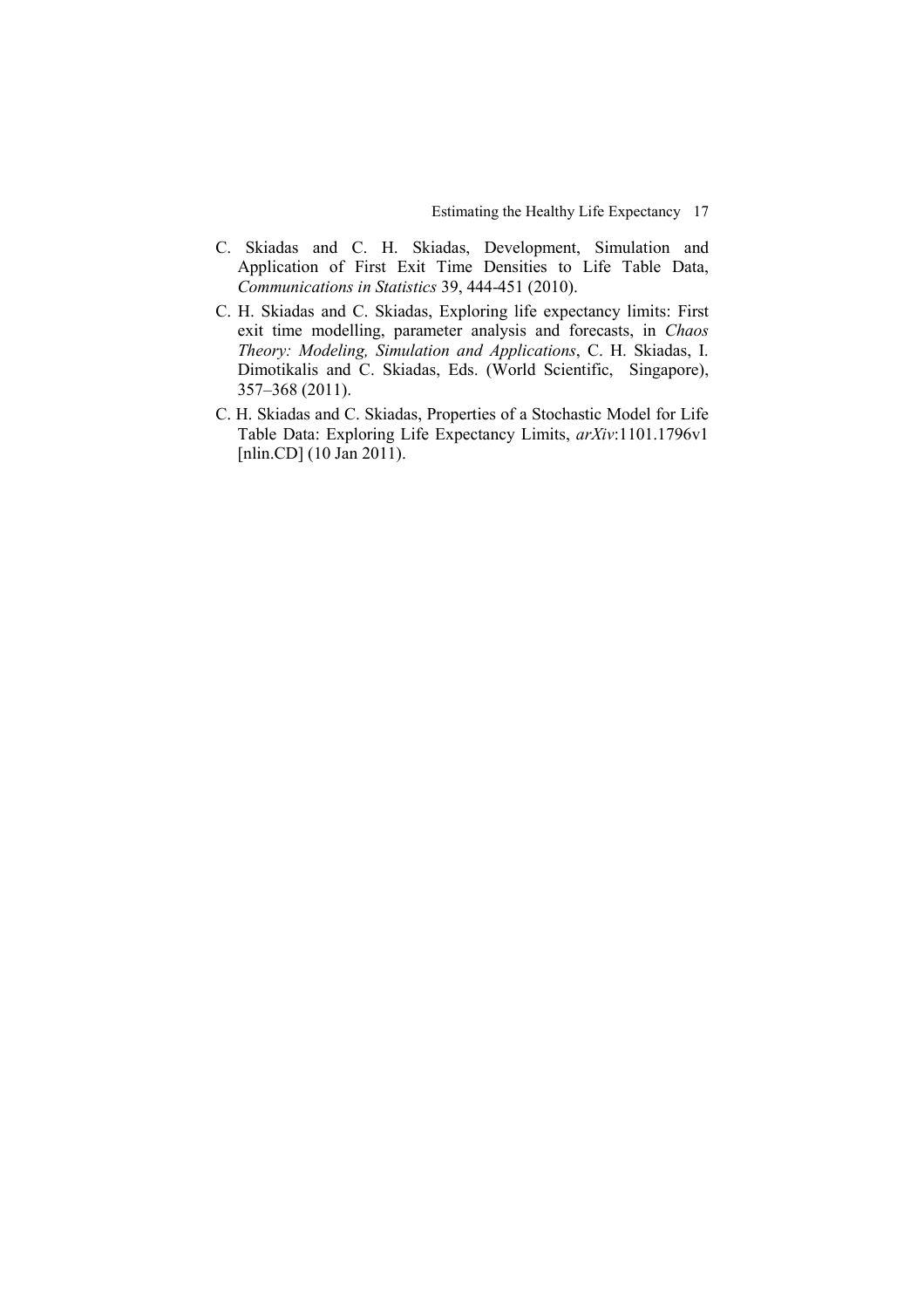C. Skiadas and C. H. Skiadas, Development, Simulation and Application of First Exit Time Densities to Life Table Data, *Communications in Statistics* 39, 444-451 (2010).

C. H. Skiadas and C. Skiadas, Exploring life expectancy limits: First exit time modelling, parameter analysis and forecasts, in *Chaos Theory: Modeling, Simulation and Applications*, C. H. Skiadas, I. Dimotikalis and C. Skiadas, Eds. (World Scientific, Singapore), 357–368 (2011).

C. H. Skiadas and C. Skiadas, Properties of a Stochastic Model for Life Table Data: Exploring Life Expectancy Limits, *arXiv*:1101.1796v1 [nlin.CD] (10 Jan 2011).